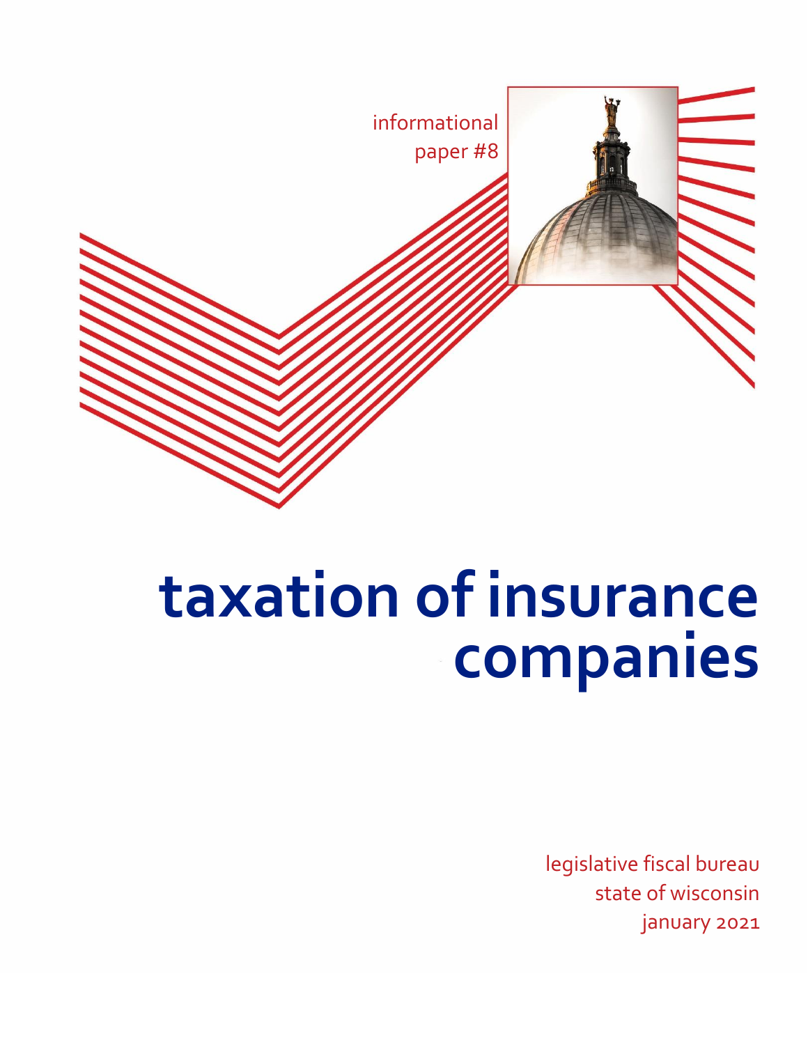informational paper #8

# taxation of insurance companies

legislative fiscal bureau
state of wisconsin
january 2021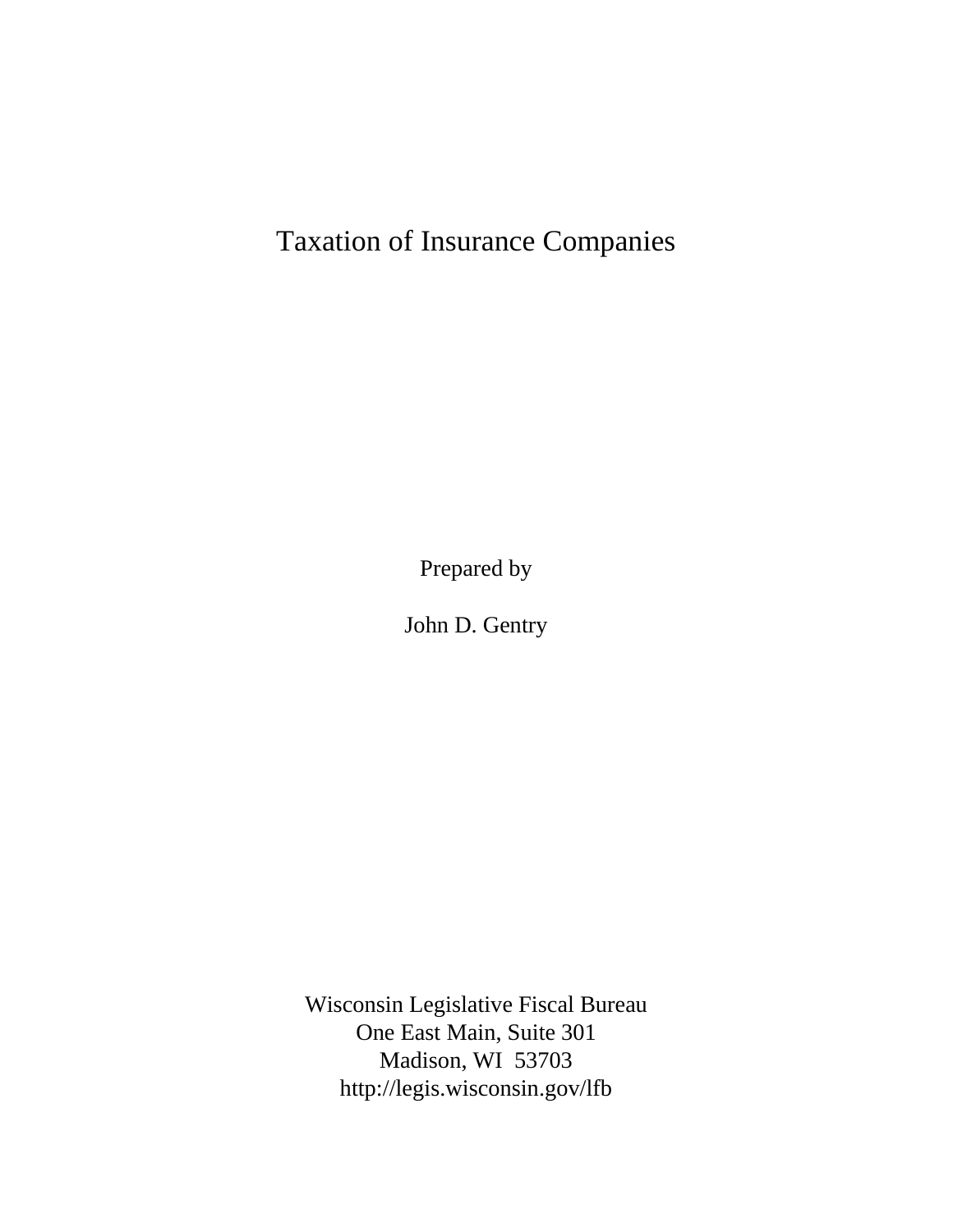# Taxation of Insurance Companies

Prepared by

John D. Gentry

Wisconsin Legislative Fiscal Bureau
One East Main, Suite 301
Madison, WI 53703
http://legis.wisconsin.gov/lfb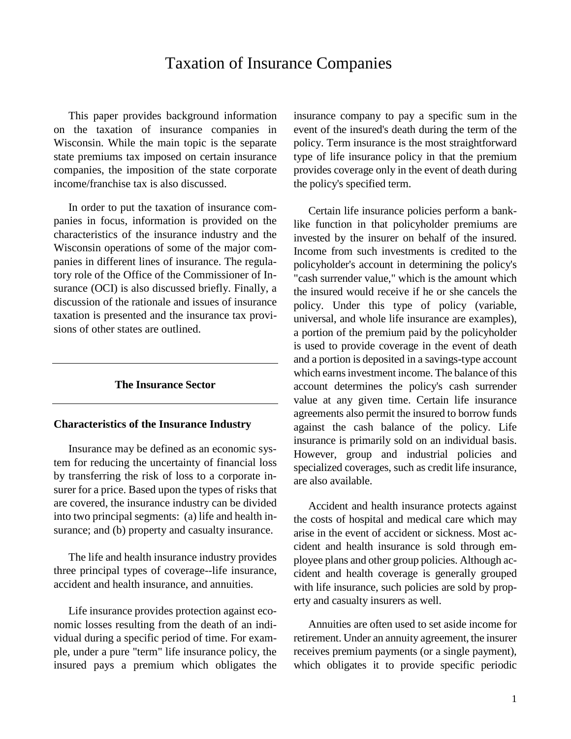# Taxation of Insurance Companies

This paper provides background information on the taxation of insurance companies in Wisconsin. While the main topic is the separate state premiums tax imposed on certain insurance companies, the imposition of the state corporate income/franchise tax is also discussed.

In order to put the taxation of insurance companies in focus, information is provided on the characteristics of the insurance industry and the Wisconsin operations of some of the major companies in different lines of insurance. The regulatory role of the Office of the Commissioner of Insurance (OCI) is also discussed briefly. Finally, a discussion of the rationale and issues of insurance taxation is presented and the insurance tax provisions of other states are outlined.

## The Insurance Sector

### Characteristics of the Insurance Industry

Insurance may be defined as an economic system for reducing the uncertainty of financial loss by transferring the risk of loss to a corporate insurer for a price. Based upon the types of risks that are covered, the insurance industry can be divided into two principal segments: (a) life and health insurance; and (b) property and casualty insurance.

The life and health insurance industry provides three principal types of coverage--life insurance, accident and health insurance, and annuities.

Life insurance provides protection against economic losses resulting from the death of an individual during a specific period of time. For example, under a pure "term" life insurance policy, the insured pays a premium which obligates the insurance company to pay a specific sum in the event of the insured's death during the term of the policy. Term insurance is the most straightforward type of life insurance policy in that the premium provides coverage only in the event of death during the policy's specified term.

Certain life insurance policies perform a bank-like function in that policyholder premiums are invested by the insurer on behalf of the insured. Income from such investments is credited to the policyholder's account in determining the policy's "cash surrender value," which is the amount which the insured would receive if he or she cancels the policy. Under this type of policy (variable, universal, and whole life insurance are examples), a portion of the premium paid by the policyholder is used to provide coverage in the event of death and a portion is deposited in a savings-type account which earns investment income. The balance of this account determines the policy's cash surrender value at any given time. Certain life insurance agreements also permit the insured to borrow funds against the cash balance of the policy. Life insurance is primarily sold on an individual basis. However, group and industrial policies and specialized coverages, such as credit life insurance, are also available.

Accident and health insurance protects against the costs of hospital and medical care which may arise in the event of accident or sickness. Most accident and health insurance is sold through employee plans and other group policies. Although accident and health coverage is generally grouped with life insurance, such policies are sold by property and casualty insurers as well.

Annuities are often used to set aside income for retirement. Under an annuity agreement, the insurer receives premium payments (or a single payment), which obligates it to provide specific periodic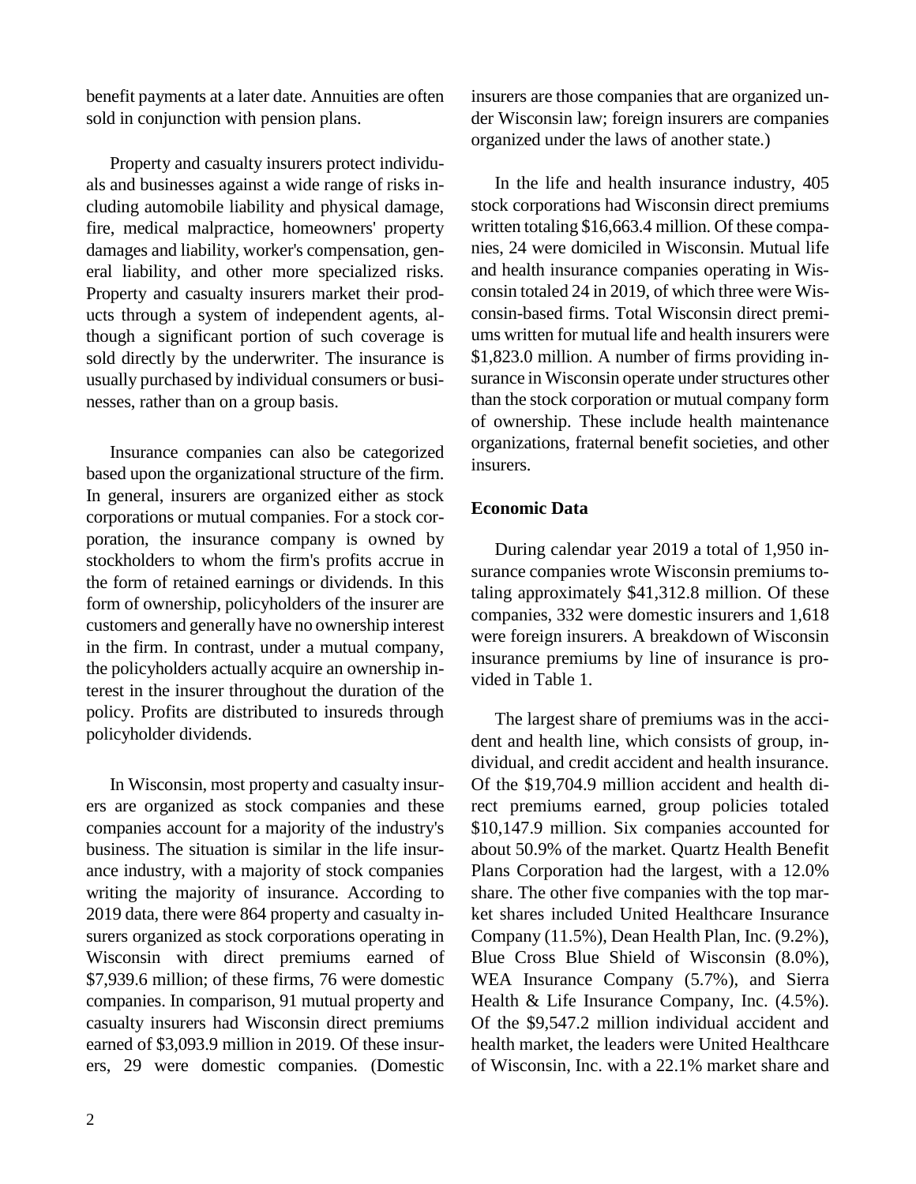benefit payments at a later date. Annuities are often sold in conjunction with pension plans.

Property and casualty insurers protect individuals and businesses against a wide range of risks including automobile liability and physical damage, fire, medical malpractice, homeowners' property damages and liability, worker's compensation, general liability, and other more specialized risks. Property and casualty insurers market their products through a system of independent agents, although a significant portion of such coverage is sold directly by the underwriter. The insurance is usually purchased by individual consumers or businesses, rather than on a group basis.

Insurance companies can also be categorized based upon the organizational structure of the firm. In general, insurers are organized either as stock corporations or mutual companies. For a stock corporation, the insurance company is owned by stockholders to whom the firm's profits accrue in the form of retained earnings or dividends. In this form of ownership, policyholders of the insurer are customers and generally have no ownership interest in the firm. In contrast, under a mutual company, the policyholders actually acquire an ownership interest in the insurer throughout the duration of the policy. Profits are distributed to insureds through policyholder dividends.

In Wisconsin, most property and casualty insurers are organized as stock companies and these companies account for a majority of the industry's business. The situation is similar in the life insurance industry, with a majority of stock companies writing the majority of insurance. According to 2019 data, there were 864 property and casualty insurers organized as stock corporations operating in Wisconsin with direct premiums earned of $7,939.6 million; of these firms, 76 were domestic companies. In comparison, 91 mutual property and casualty insurers had Wisconsin direct premiums earned of $3,093.9 million in 2019. Of these insurers, 29 were domestic companies. (Domestic insurers are those companies that are organized under Wisconsin law; foreign insurers are companies organized under the laws of another state.)

In the life and health insurance industry, 405 stock corporations had Wisconsin direct premiums written totaling $16,663.4 million. Of these companies, 24 were domiciled in Wisconsin. Mutual life and health insurance companies operating in Wisconsin totaled 24 in 2019, of which three were Wisconsin-based firms. Total Wisconsin direct premiums written for mutual life and health insurers were $1,823.0 million. A number of firms providing insurance in Wisconsin operate under structures other than the stock corporation or mutual company form of ownership. These include health maintenance organizations, fraternal benefit societies, and other insurers.

## Economic Data

During calendar year 2019 a total of 1,950 insurance companies wrote Wisconsin premiums totaling approximately $41,312.8 million. Of these companies, 332 were domestic insurers and 1,618 were foreign insurers. A breakdown of Wisconsin insurance premiums by line of insurance is provided in Table 1.

The largest share of premiums was in the accident and health line, which consists of group, individual, and credit accident and health insurance. Of the $19,704.9 million accident and health direct premiums earned, group policies totaled $10,147.9 million. Six companies accounted for about 50.9% of the market. Quartz Health Benefit Plans Corporation had the largest, with a 12.0% share. The other five companies with the top market shares included United Healthcare Insurance Company (11.5%), Dean Health Plan, Inc. (9.2%), Blue Cross Blue Shield of Wisconsin (8.0%), WEA Insurance Company (5.7%), and Sierra Health & Life Insurance Company, Inc. (4.5%). Of the $9,547.2 million individual accident and health market, the leaders were United Healthcare of Wisconsin, Inc. with a 22.1% market share and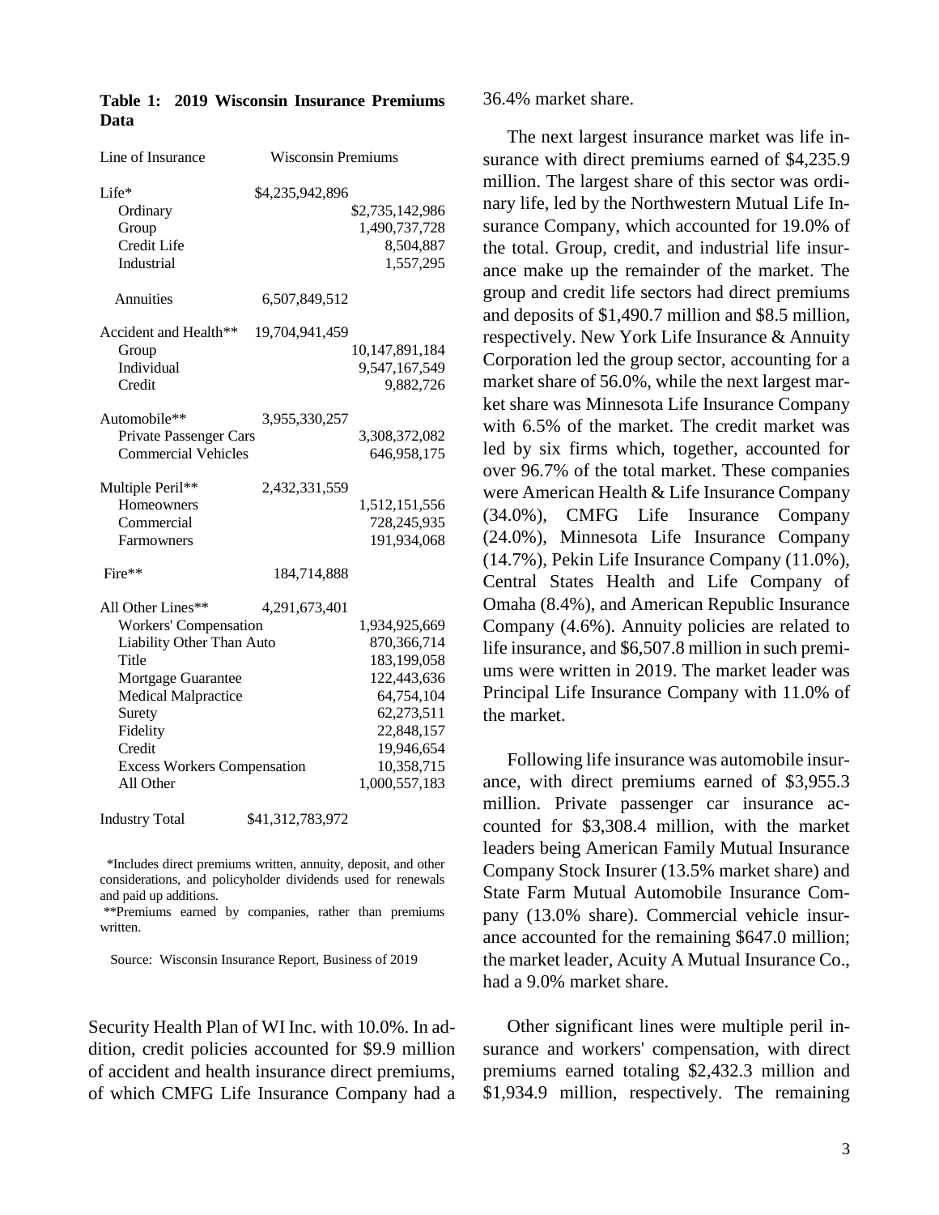**Table 1: 2019 Wisconsin Insurance Premiums Data**

| Line of Insurance | Wisconsin Premiums | |
|---|---|---|
| Life* | $4,235,942,896 | |
| Ordinary | | $2,735,142,986 |
| Group | | 1,490,737,728 |
| Credit Life | | 8,504,887 |
| Industrial | | 1,557,295 |
| Annuities | 6,507,849,512 | |
| Accident and Health** | 19,704,941,459 | |
| Group | | 10,147,891,184 |
| Individual | | 9,547,167,549 |
| Credit | | 9,882,726 |
| Automobile** | 3,955,330,257 | |
| Private Passenger Cars | | 3,308,372,082 |
| Commercial Vehicles | | 646,958,175 |
| Multiple Peril** | 2,432,331,559 | |
| Homeowners | | 1,512,151,556 |
| Commercial | | 728,245,935 |
| Farmowners | | 191,934,068 |
| Fire** | 184,714,888 | |
| All Other Lines** | 4,291,673,401 | |
| Workers' Compensation | | 1,934,925,669 |
| Liability Other Than Auto | | 870,366,714 |
| Title | | 183,199,058 |
| Mortgage Guarantee | | 122,443,636 |
| Medical Malpractice | | 64,754,104 |
| Surety | | 62,273,511 |
| Fidelity | | 22,848,157 |
| Credit | | 19,946,654 |
| Excess Workers Compensation | | 10,358,715 |
| All Other | | 1,000,557,183 |
| Industry Total | $41,312,783,972 | |

*Includes direct premiums written, annuity, deposit, and other considerations, and policyholder dividends used for renewals and paid up additions.

**Premiums earned by companies, rather than premiums written.

Source: Wisconsin Insurance Report, Business of 2019

Security Health Plan of WI Inc. with 10.0%. In addition, credit policies accounted for $9.9 million of accident and health insurance direct premiums, of which CMFG Life Insurance Company had a 36.4% market share.

The next largest insurance market was life insurance with direct premiums earned of $4,235.9 million. The largest share of this sector was ordinary life, led by the Northwestern Mutual Life Insurance Company, which accounted for 19.0% of the total. Group, credit, and industrial life insurance make up the remainder of the market. The group and credit life sectors had direct premiums and deposits of $1,490.7 million and $8.5 million, respectively. New York Life Insurance & Annuity Corporation led the group sector, accounting for a market share of 56.0%, while the next largest market share was Minnesota Life Insurance Company with 6.5% of the market. The credit market was led by six firms which, together, accounted for over 96.7% of the total market. These companies were American Health & Life Insurance Company (34.0%), CMFG Life Insurance Company (24.0%), Minnesota Life Insurance Company (14.7%), Pekin Life Insurance Company (11.0%), Central States Health and Life Company of Omaha (8.4%), and American Republic Insurance Company (4.6%). Annuity policies are related to life insurance, and $6,507.8 million in such premiums were written in 2019. The market leader was Principal Life Insurance Company with 11.0% of the market.

Following life insurance was automobile insurance, with direct premiums earned of $3,955.3 million. Private passenger car insurance accounted for $3,308.4 million, with the market leaders being American Family Mutual Insurance Company Stock Insurer (13.5% market share) and State Farm Mutual Automobile Insurance Company (13.0% share). Commercial vehicle insurance accounted for the remaining $647.0 million; the market leader, Acuity A Mutual Insurance Co., had a 9.0% market share.

Other significant lines were multiple peril insurance and workers' compensation, with direct premiums earned totaling $2,432.3 million and $1,934.9 million, respectively. The remaining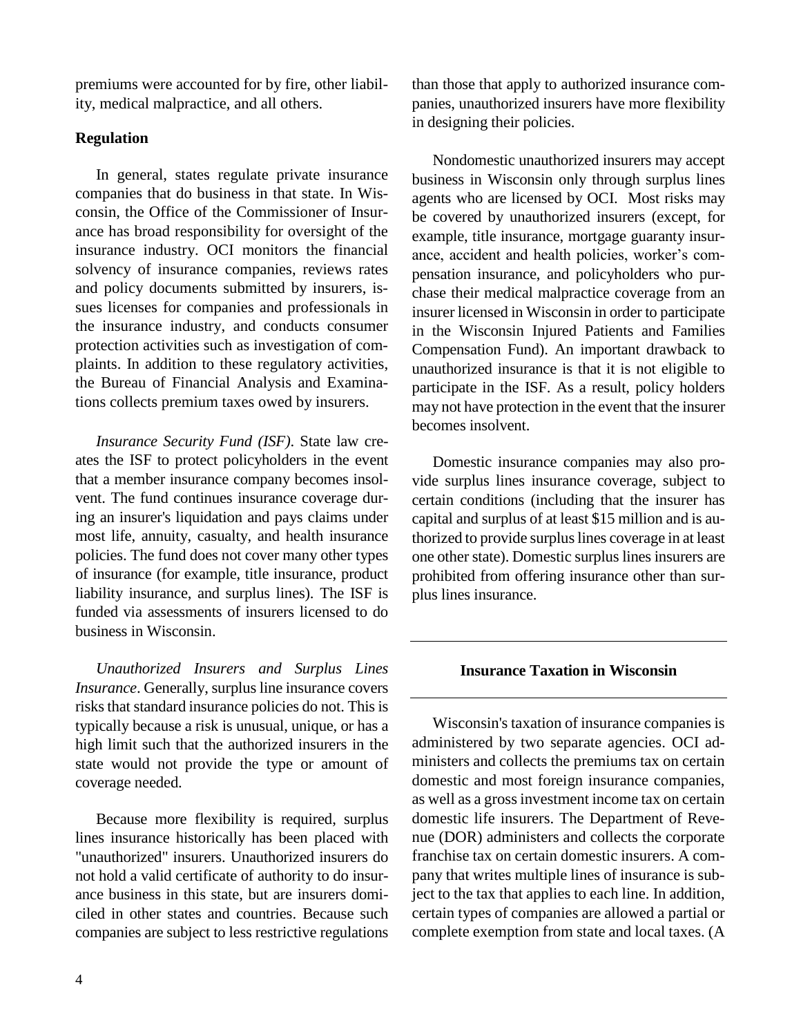premiums were accounted for by fire, other liability, medical malpractice, and all others.

### Regulation

In general, states regulate private insurance companies that do business in that state. In Wisconsin, the Office of the Commissioner of Insurance has broad responsibility for oversight of the insurance industry. OCI monitors the financial solvency of insurance companies, reviews rates and policy documents submitted by insurers, issues licenses for companies and professionals in the insurance industry, and conducts consumer protection activities such as investigation of complaints. In addition to these regulatory activities, the Bureau of Financial Analysis and Examinations collects premium taxes owed by insurers.

*Insurance Security Fund (ISF)*. State law creates the ISF to protect policyholders in the event that a member insurance company becomes insolvent. The fund continues insurance coverage during an insurer's liquidation and pays claims under most life, annuity, casualty, and health insurance policies. The fund does not cover many other types of insurance (for example, title insurance, product liability insurance, and surplus lines). The ISF is funded via assessments of insurers licensed to do business in Wisconsin.

*Unauthorized Insurers and Surplus Lines Insurance*. Generally, surplus line insurance covers risks that standard insurance policies do not. This is typically because a risk is unusual, unique, or has a high limit such that the authorized insurers in the state would not provide the type or amount of coverage needed.

Because more flexibility is required, surplus lines insurance historically has been placed with "unauthorized" insurers. Unauthorized insurers do not hold a valid certificate of authority to do insurance business in this state, but are insurers domiciled in other states and countries. Because such companies are subject to less restrictive regulations than those that apply to authorized insurance companies, unauthorized insurers have more flexibility in designing their policies.

Nondomestic unauthorized insurers may accept business in Wisconsin only through surplus lines agents who are licensed by OCI. Most risks may be covered by unauthorized insurers (except, for example, title insurance, mortgage guaranty insurance, accident and health policies, worker's compensation insurance, and policyholders who purchase their medical malpractice coverage from an insurer licensed in Wisconsin in order to participate in the Wisconsin Injured Patients and Families Compensation Fund). An important drawback to unauthorized insurance is that it is not eligible to participate in the ISF. As a result, policy holders may not have protection in the event that the insurer becomes insolvent.

Domestic insurance companies may also provide surplus lines insurance coverage, subject to certain conditions (including that the insurer has capital and surplus of at least $15 million and is authorized to provide surplus lines coverage in at least one other state). Domestic surplus lines insurers are prohibited from offering insurance other than surplus lines insurance.

## Insurance Taxation in Wisconsin

Wisconsin's taxation of insurance companies is administered by two separate agencies. OCI administers and collects the premiums tax on certain domestic and most foreign insurance companies, as well as a gross investment income tax on certain domestic life insurers. The Department of Revenue (DOR) administers and collects the corporate franchise tax on certain domestic insurers. A company that writes multiple lines of insurance is subject to the tax that applies to each line. In addition, certain types of companies are allowed a partial or complete exemption from state and local taxes. (A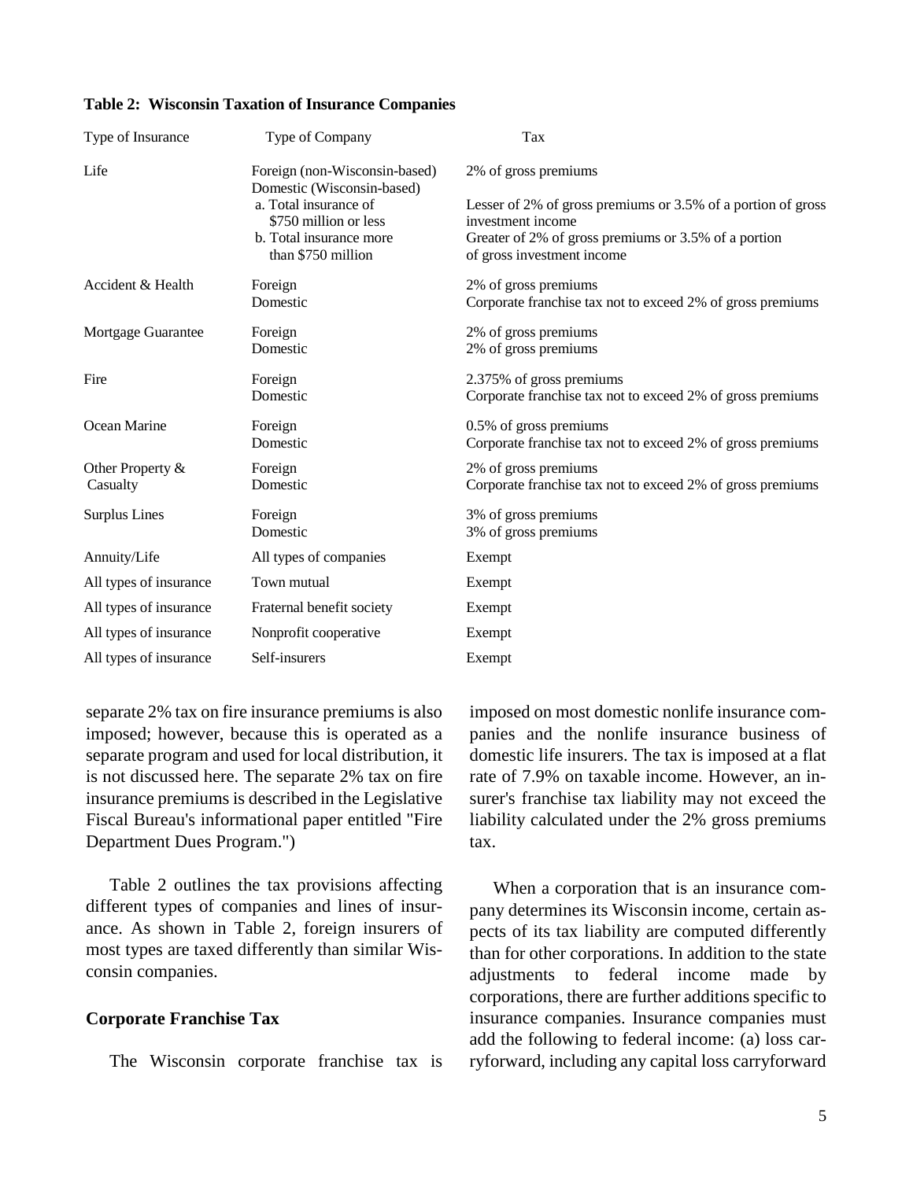**Table 2: Wisconsin Taxation of Insurance Companies**

| Type of Insurance | Type of Company | Tax |
|---|---|---|
| Life | Foreign (non-Wisconsin-based) | 2% of gross premiums |
| | Domestic (Wisconsin-based) | |
| | a. Total insurance of $750 million or less | Lesser of 2% of gross premiums or 3.5% of a portion of gross investment income |
| | b. Total insurance more than $750 million | Greater of 2% of gross premiums or 3.5% of a portion of gross investment income |
| Accident & Health | Foreign | 2% of gross premiums |
| | Domestic | Corporate franchise tax not to exceed 2% of gross premiums |
| Mortgage Guarantee | Foreign | 2% of gross premiums |
| | Domestic | 2% of gross premiums |
| Fire | Foreign | 2.375% of gross premiums |
| | Domestic | Corporate franchise tax not to exceed 2% of gross premiums |
| Ocean Marine | Foreign | 0.5% of gross premiums |
| | Domestic | Corporate franchise tax not to exceed 2% of gross premiums |
| Other Property & Casualty | Foreign | 2% of gross premiums |
| | Domestic | Corporate franchise tax not to exceed 2% of gross premiums |
| Surplus Lines | Foreign | 3% of gross premiums |
| | Domestic | 3% of gross premiums |
| Annuity/Life | All types of companies | Exempt |
| All types of insurance | Town mutual | Exempt |
| All types of insurance | Fraternal benefit society | Exempt |
| All types of insurance | Nonprofit cooperative | Exempt |
| All types of insurance | Self-insurers | Exempt |

separate 2% tax on fire insurance premiums is also imposed; however, because this is operated as a separate program and used for local distribution, it is not discussed here. The separate 2% tax on fire insurance premiums is described in the Legislative Fiscal Bureau's informational paper entitled "Fire Department Dues Program.")

Table 2 outlines the tax provisions affecting different types of companies and lines of insurance. As shown in Table 2, foreign insurers of most types are taxed differently than similar Wisconsin companies.

**Corporate Franchise Tax**

The Wisconsin corporate franchise tax is imposed on most domestic nonlife insurance companies and the nonlife insurance business of domestic life insurers. The tax is imposed at a flat rate of 7.9% on taxable income. However, an insurer's franchise tax liability may not exceed the liability calculated under the 2% gross premiums tax.

When a corporation that is an insurance company determines its Wisconsin income, certain aspects of its tax liability are computed differently than for other corporations. In addition to the state adjustments to federal income made by corporations, there are further additions specific to insurance companies. Insurance companies must add the following to federal income: (a) loss carryforward, including any capital loss carryforward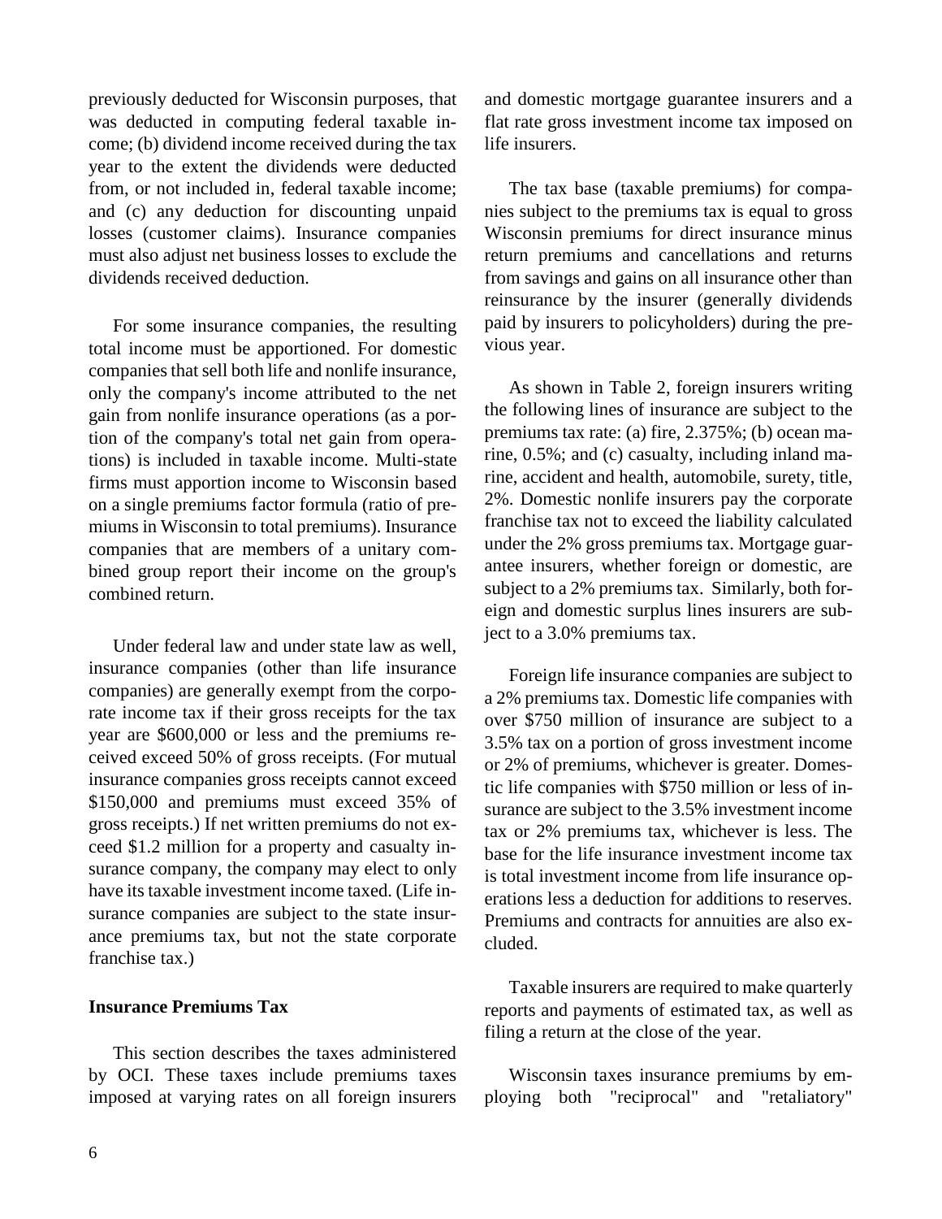previously deducted for Wisconsin purposes, that was deducted in computing federal taxable income; (b) dividend income received during the tax year to the extent the dividends were deducted from, or not included in, federal taxable income; and (c) any deduction for discounting unpaid losses (customer claims). Insurance companies must also adjust net business losses to exclude the dividends received deduction.

For some insurance companies, the resulting total income must be apportioned. For domestic companies that sell both life and nonlife insurance, only the company's income attributed to the net gain from nonlife insurance operations (as a portion of the company's total net gain from operations) is included in taxable income. Multi-state firms must apportion income to Wisconsin based on a single premiums factor formula (ratio of premiums in Wisconsin to total premiums). Insurance companies that are members of a unitary combined group report their income on the group's combined return.

Under federal law and under state law as well, insurance companies (other than life insurance companies) are generally exempt from the corporate income tax if their gross receipts for the tax year are $600,000 or less and the premiums received exceed 50% of gross receipts. (For mutual insurance companies gross receipts cannot exceed $150,000 and premiums must exceed 35% of gross receipts.) If net written premiums do not exceed $1.2 million for a property and casualty insurance company, the company may elect to only have its taxable investment income taxed. (Life insurance companies are subject to the state insurance premiums tax, but not the state corporate franchise tax.)

**Insurance Premiums Tax**

This section describes the taxes administered by OCI. These taxes include premiums taxes imposed at varying rates on all foreign insurers and domestic mortgage guarantee insurers and a flat rate gross investment income tax imposed on life insurers.

The tax base (taxable premiums) for companies subject to the premiums tax is equal to gross Wisconsin premiums for direct insurance minus return premiums and cancellations and returns from savings and gains on all insurance other than reinsurance by the insurer (generally dividends paid by insurers to policyholders) during the previous year.

As shown in Table 2, foreign insurers writing the following lines of insurance are subject to the premiums tax rate: (a) fire, 2.375%; (b) ocean marine, 0.5%; and (c) casualty, including inland marine, accident and health, automobile, surety, title, 2%. Domestic nonlife insurers pay the corporate franchise tax not to exceed the liability calculated under the 2% gross premiums tax. Mortgage guarantee insurers, whether foreign or domestic, are subject to a 2% premiums tax. Similarly, both foreign and domestic surplus lines insurers are subject to a 3.0% premiums tax.

Foreign life insurance companies are subject to a 2% premiums tax. Domestic life companies with over $750 million of insurance are subject to a 3.5% tax on a portion of gross investment income or 2% of premiums, whichever is greater. Domestic life companies with $750 million or less of insurance are subject to the 3.5% investment income tax or 2% premiums tax, whichever is less. The base for the life insurance investment income tax is total investment income from life insurance operations less a deduction for additions to reserves. Premiums and contracts for annuities are also excluded.

Taxable insurers are required to make quarterly reports and payments of estimated tax, as well as filing a return at the close of the year.

Wisconsin taxes insurance premiums by employing both "reciprocal" and "retaliatory"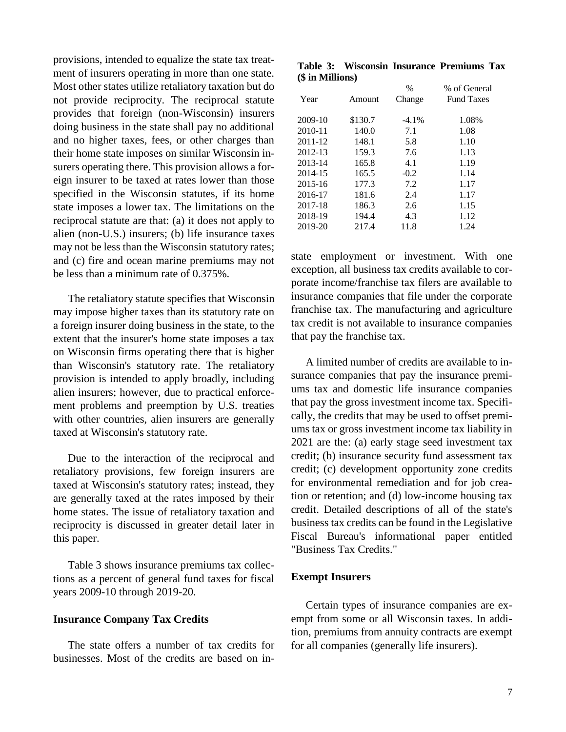provisions, intended to equalize the state tax treatment of insurers operating in more than one state. Most other states utilize retaliatory taxation but do not provide reciprocity. The reciprocal statute provides that foreign (non-Wisconsin) insurers doing business in the state shall pay no additional and no higher taxes, fees, or other charges than their home state imposes on similar Wisconsin insurers operating there. This provision allows a foreign insurer to be taxed at rates lower than those specified in the Wisconsin statutes, if its home state imposes a lower tax. The limitations on the reciprocal statute are that: (a) it does not apply to alien (non-U.S.) insurers; (b) life insurance taxes may not be less than the Wisconsin statutory rates; and (c) fire and ocean marine premiums may not be less than a minimum rate of 0.375%.

The retaliatory statute specifies that Wisconsin may impose higher taxes than its statutory rate on a foreign insurer doing business in the state, to the extent that the insurer's home state imposes a tax on Wisconsin firms operating there that is higher than Wisconsin's statutory rate. The retaliatory provision is intended to apply broadly, including alien insurers; however, due to practical enforcement problems and preemption by U.S. treaties with other countries, alien insurers are generally taxed at Wisconsin's statutory rate.

Due to the interaction of the reciprocal and retaliatory provisions, few foreign insurers are taxed at Wisconsin's statutory rates; instead, they are generally taxed at the rates imposed by their home states. The issue of retaliatory taxation and reciprocity is discussed in greater detail later in this paper.

Table 3 shows insurance premiums tax collections as a percent of general fund taxes for fiscal years 2009-10 through 2019-20.

**Table 3: Wisconsin Insurance Premiums Tax ($ in Millions)**

| Year | Amount | % Change | % of General Fund Taxes |
|---|---|---|---|
| 2009-10 | $130.7 | -4.1% | 1.08% |
| 2010-11 | 140.0 | 7.1 | 1.08 |
| 2011-12 | 148.1 | 5.8 | 1.10 |
| 2012-13 | 159.3 | 7.6 | 1.13 |
| 2013-14 | 165.8 | 4.1 | 1.19 |
| 2014-15 | 165.5 | -0.2 | 1.14 |
| 2015-16 | 177.3 | 7.2 | 1.17 |
| 2016-17 | 181.6 | 2.4 | 1.17 |
| 2017-18 | 186.3 | 2.6 | 1.15 |
| 2018-19 | 194.4 | 4.3 | 1.12 |
| 2019-20 | 217.4 | 11.8 | 1.24 |

### Insurance Company Tax Credits

The state offers a number of tax credits for businesses. Most of the credits are based on in-state employment or investment. With one exception, all business tax credits available to corporate income/franchise tax filers are available to insurance companies that file under the corporate franchise tax. The manufacturing and agriculture tax credit is not available to insurance companies that pay the franchise tax.

A limited number of credits are available to insurance companies that pay the insurance premiums tax and domestic life insurance companies that pay the gross investment income tax. Specifically, the credits that may be used to offset premiums tax or gross investment income tax liability in 2021 are the: (a) early stage seed investment tax credit; (b) insurance security fund assessment tax credit; (c) development opportunity zone credits for environmental remediation and for job creation or retention; and (d) low-income housing tax credit. Detailed descriptions of all of the state's business tax credits can be found in the Legislative Fiscal Bureau's informational paper entitled "Business Tax Credits."

### Exempt Insurers

Certain types of insurance companies are exempt from some or all Wisconsin taxes. In addition, premiums from annuity contracts are exempt for all companies (generally life insurers).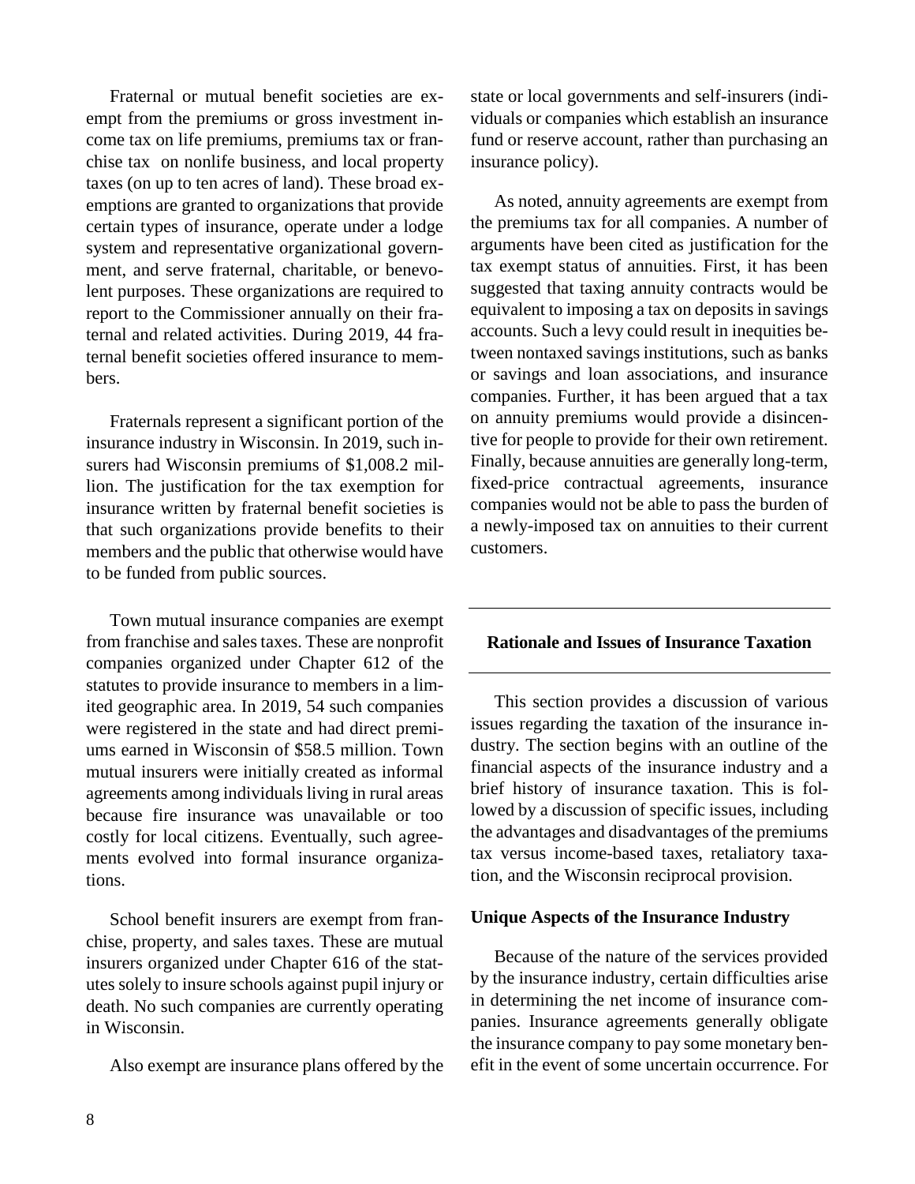Fraternal or mutual benefit societies are exempt from the premiums or gross investment income tax on life premiums, premiums tax or franchise tax on nonlife business, and local property taxes (on up to ten acres of land). These broad exemptions are granted to organizations that provide certain types of insurance, operate under a lodge system and representative organizational government, and serve fraternal, charitable, or benevolent purposes. These organizations are required to report to the Commissioner annually on their fraternal and related activities. During 2019, 44 fraternal benefit societies offered insurance to members.

Fraternals represent a significant portion of the insurance industry in Wisconsin. In 2019, such insurers had Wisconsin premiums of $1,008.2 million. The justification for the tax exemption for insurance written by fraternal benefit societies is that such organizations provide benefits to their members and the public that otherwise would have to be funded from public sources.

Town mutual insurance companies are exempt from franchise and sales taxes. These are nonprofit companies organized under Chapter 612 of the statutes to provide insurance to members in a limited geographic area. In 2019, 54 such companies were registered in the state and had direct premiums earned in Wisconsin of $58.5 million. Town mutual insurers were initially created as informal agreements among individuals living in rural areas because fire insurance was unavailable or too costly for local citizens. Eventually, such agreements evolved into formal insurance organizations.

School benefit insurers are exempt from franchise, property, and sales taxes. These are mutual insurers organized under Chapter 616 of the statutes solely to insure schools against pupil injury or death. No such companies are currently operating in Wisconsin.

Also exempt are insurance plans offered by the state or local governments and self-insurers (individuals or companies which establish an insurance fund or reserve account, rather than purchasing an insurance policy).

As noted, annuity agreements are exempt from the premiums tax for all companies. A number of arguments have been cited as justification for the tax exempt status of annuities. First, it has been suggested that taxing annuity contracts would be equivalent to imposing a tax on deposits in savings accounts. Such a levy could result in inequities between nontaxed savings institutions, such as banks or savings and loan associations, and insurance companies. Further, it has been argued that a tax on annuity premiums would provide a disincentive for people to provide for their own retirement. Finally, because annuities are generally long-term, fixed-price contractual agreements, insurance companies would not be able to pass the burden of a newly-imposed tax on annuities to their current customers.

## Rationale and Issues of Insurance Taxation

This section provides a discussion of various issues regarding the taxation of the insurance industry. The section begins with an outline of the financial aspects of the insurance industry and a brief history of insurance taxation. This is followed by a discussion of specific issues, including the advantages and disadvantages of the premiums tax versus income-based taxes, retaliatory taxation, and the Wisconsin reciprocal provision.

### Unique Aspects of the Insurance Industry

Because of the nature of the services provided by the insurance industry, certain difficulties arise in determining the net income of insurance companies. Insurance agreements generally obligate the insurance company to pay some monetary benefit in the event of some uncertain occurrence. For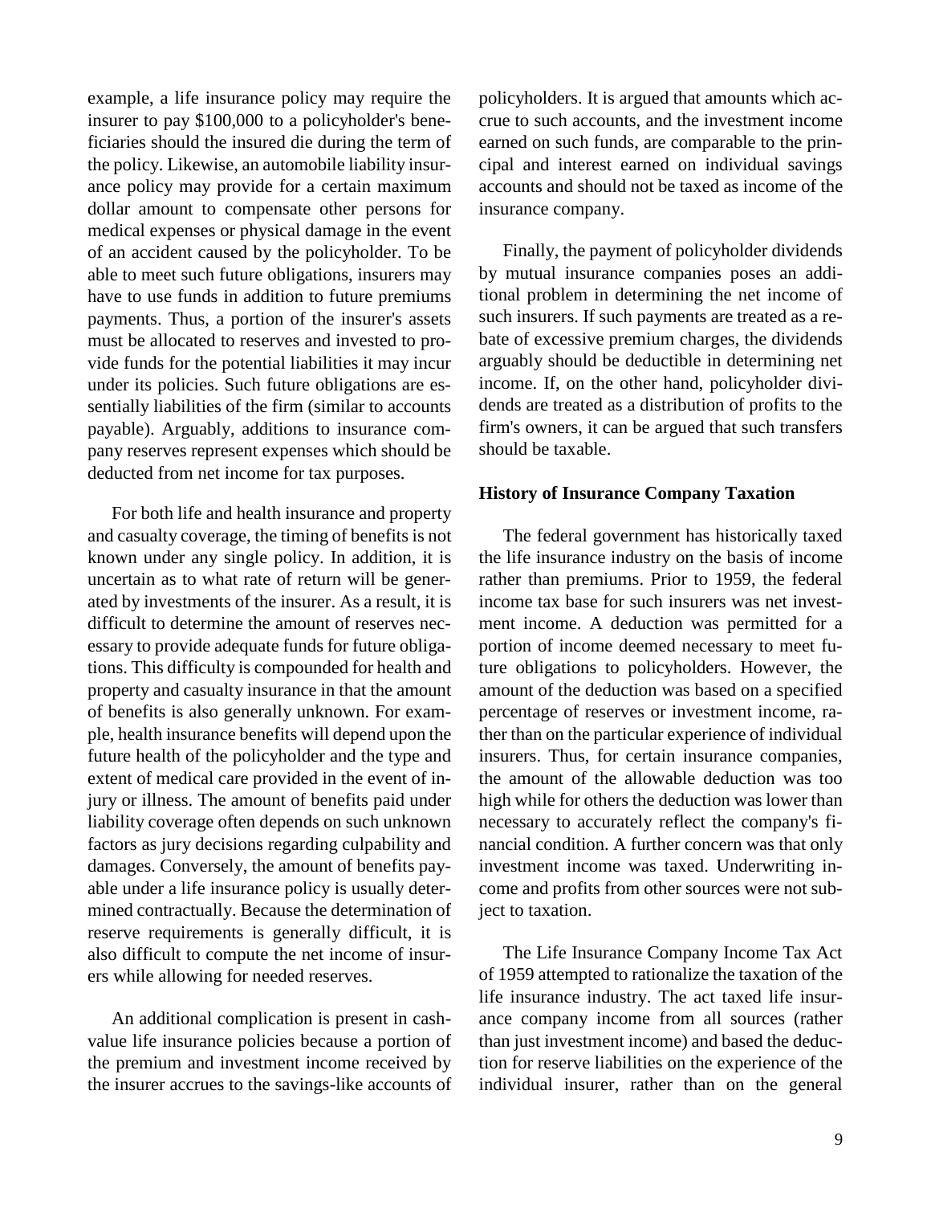example, a life insurance policy may require the insurer to pay $100,000 to a policyholder's beneficiaries should the insured die during the term of the policy. Likewise, an automobile liability insurance policy may provide for a certain maximum dollar amount to compensate other persons for medical expenses or physical damage in the event of an accident caused by the policyholder. To be able to meet such future obligations, insurers may have to use funds in addition to future premiums payments. Thus, a portion of the insurer's assets must be allocated to reserves and invested to provide funds for the potential liabilities it may incur under its policies. Such future obligations are essentially liabilities of the firm (similar to accounts payable). Arguably, additions to insurance company reserves represent expenses which should be deducted from net income for tax purposes.

For both life and health insurance and property and casualty coverage, the timing of benefits is not known under any single policy. In addition, it is uncertain as to what rate of return will be generated by investments of the insurer. As a result, it is difficult to determine the amount of reserves necessary to provide adequate funds for future obligations. This difficulty is compounded for health and property and casualty insurance in that the amount of benefits is also generally unknown. For example, health insurance benefits will depend upon the future health of the policyholder and the type and extent of medical care provided in the event of injury or illness. The amount of benefits paid under liability coverage often depends on such unknown factors as jury decisions regarding culpability and damages. Conversely, the amount of benefits payable under a life insurance policy is usually determined contractually. Because the determination of reserve requirements is generally difficult, it is also difficult to compute the net income of insurers while allowing for needed reserves.

An additional complication is present in cash-value life insurance policies because a portion of the premium and investment income received by the insurer accrues to the savings-like accounts of policyholders. It is argued that amounts which accrue to such accounts, and the investment income earned on such funds, are comparable to the principal and interest earned on individual savings accounts and should not be taxed as income of the insurance company.

Finally, the payment of policyholder dividends by mutual insurance companies poses an additional problem in determining the net income of such insurers. If such payments are treated as a rebate of excessive premium charges, the dividends arguably should be deductible in determining net income. If, on the other hand, policyholder dividends are treated as a distribution of profits to the firm's owners, it can be argued that such transfers should be taxable.

**History of Insurance Company Taxation**

The federal government has historically taxed the life insurance industry on the basis of income rather than premiums. Prior to 1959, the federal income tax base for such insurers was net investment income. A deduction was permitted for a portion of income deemed necessary to meet future obligations to policyholders. However, the amount of the deduction was based on a specified percentage of reserves or investment income, rather than on the particular experience of individual insurers. Thus, for certain insurance companies, the amount of the allowable deduction was too high while for others the deduction was lower than necessary to accurately reflect the company's financial condition. A further concern was that only investment income was taxed. Underwriting income and profits from other sources were not subject to taxation.

The Life Insurance Company Income Tax Act of 1959 attempted to rationalize the taxation of the life insurance industry. The act taxed life insurance company income from all sources (rather than just investment income) and based the deduction for reserve liabilities on the experience of the individual insurer, rather than on the general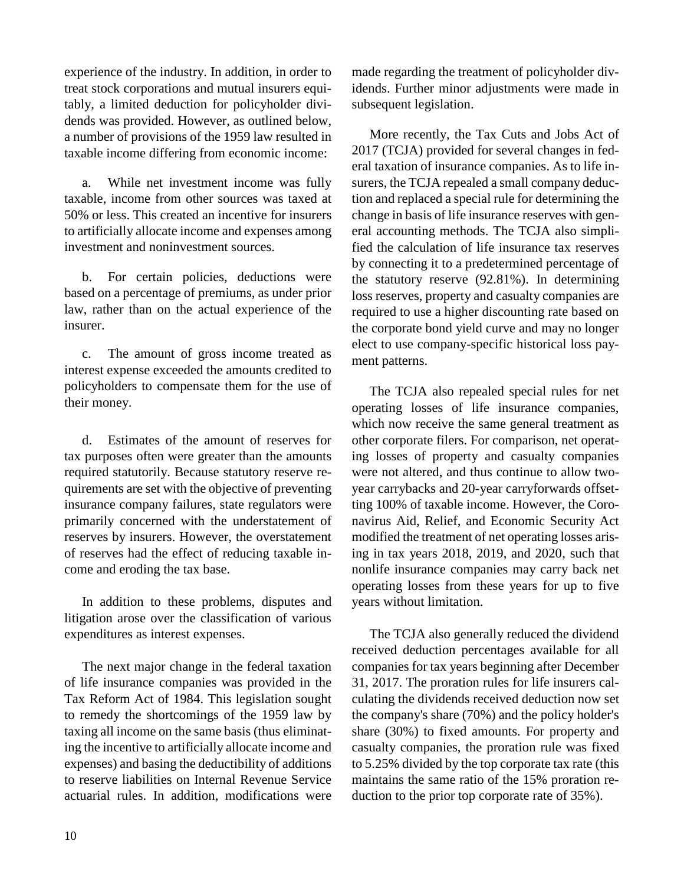experience of the industry. In addition, in order to treat stock corporations and mutual insurers equitably, a limited deduction for policyholder dividends was provided. However, as outlined below, a number of provisions of the 1959 law resulted in taxable income differing from economic income:

a. While net investment income was fully taxable, income from other sources was taxed at 50% or less. This created an incentive for insurers to artificially allocate income and expenses among investment and noninvestment sources.

b. For certain policies, deductions were based on a percentage of premiums, as under prior law, rather than on the actual experience of the insurer.

c. The amount of gross income treated as interest expense exceeded the amounts credited to policyholders to compensate them for the use of their money.

d. Estimates of the amount of reserves for tax purposes often were greater than the amounts required statutorily. Because statutory reserve requirements are set with the objective of preventing insurance company failures, state regulators were primarily concerned with the understatement of reserves by insurers. However, the overstatement of reserves had the effect of reducing taxable income and eroding the tax base.

In addition to these problems, disputes and litigation arose over the classification of various expenditures as interest expenses.

The next major change in the federal taxation of life insurance companies was provided in the Tax Reform Act of 1984. This legislation sought to remedy the shortcomings of the 1959 law by taxing all income on the same basis (thus eliminating the incentive to artificially allocate income and expenses) and basing the deductibility of additions to reserve liabilities on Internal Revenue Service actuarial rules. In addition, modifications were made regarding the treatment of policyholder dividends. Further minor adjustments were made in subsequent legislation.

More recently, the Tax Cuts and Jobs Act of 2017 (TCJA) provided for several changes in federal taxation of insurance companies. As to life insurers, the TCJA repealed a small company deduction and replaced a special rule for determining the change in basis of life insurance reserves with general accounting methods. The TCJA also simplified the calculation of life insurance tax reserves by connecting it to a predetermined percentage of the statutory reserve (92.81%). In determining loss reserves, property and casualty companies are required to use a higher discounting rate based on the corporate bond yield curve and may no longer elect to use company-specific historical loss payment patterns.

The TCJA also repealed special rules for net operating losses of life insurance companies, which now receive the same general treatment as other corporate filers. For comparison, net operating losses of property and casualty companies were not altered, and thus continue to allow two-year carrybacks and 20-year carryforwards offsetting 100% of taxable income. However, the Coronavirus Aid, Relief, and Economic Security Act modified the treatment of net operating losses arising in tax years 2018, 2019, and 2020, such that nonlife insurance companies may carry back net operating losses from these years for up to five years without limitation.

The TCJA also generally reduced the dividend received deduction percentages available for all companies for tax years beginning after December 31, 2017. The proration rules for life insurers calculating the dividends received deduction now set the company's share (70%) and the policy holder's share (30%) to fixed amounts. For property and casualty companies, the proration rule was fixed to 5.25% divided by the top corporate tax rate (this maintains the same ratio of the 15% proration reduction to the prior top corporate rate of 35%).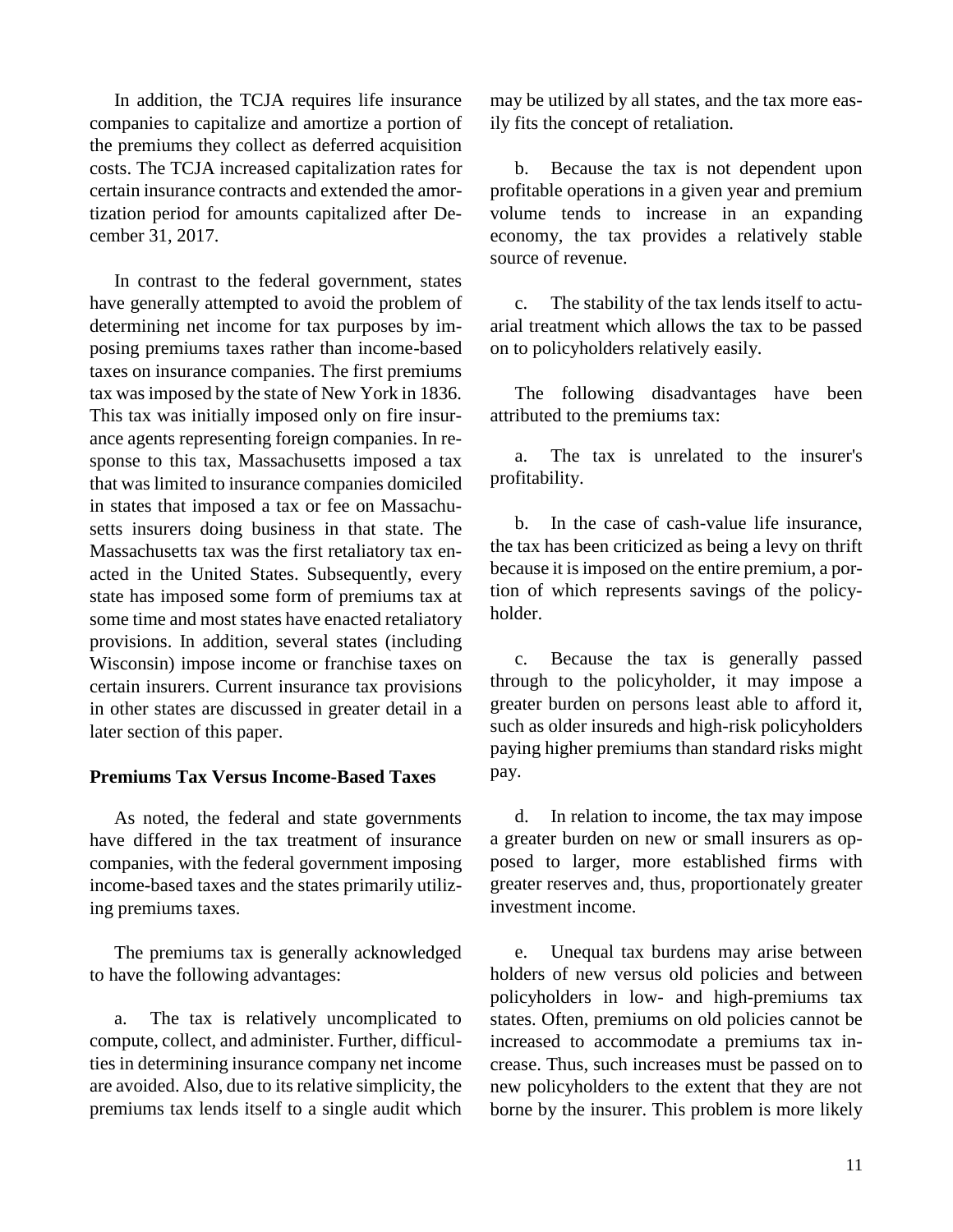In addition, the TCJA requires life insurance companies to capitalize and amortize a portion of the premiums they collect as deferred acquisition costs. The TCJA increased capitalization rates for certain insurance contracts and extended the amortization period for amounts capitalized after December 31, 2017.

In contrast to the federal government, states have generally attempted to avoid the problem of determining net income for tax purposes by imposing premiums taxes rather than income-based taxes on insurance companies. The first premiums tax was imposed by the state of New York in 1836. This tax was initially imposed only on fire insurance agents representing foreign companies. In response to this tax, Massachusetts imposed a tax that was limited to insurance companies domiciled in states that imposed a tax or fee on Massachusetts insurers doing business in that state. The Massachusetts tax was the first retaliatory tax enacted in the United States. Subsequently, every state has imposed some form of premiums tax at some time and most states have enacted retaliatory provisions. In addition, several states (including Wisconsin) impose income or franchise taxes on certain insurers. Current insurance tax provisions in other states are discussed in greater detail in a later section of this paper.

**Premiums Tax Versus Income-Based Taxes**

As noted, the federal and state governments have differed in the tax treatment of insurance companies, with the federal government imposing income-based taxes and the states primarily utilizing premiums taxes.

The premiums tax is generally acknowledged to have the following advantages:

a. The tax is relatively uncomplicated to compute, collect, and administer. Further, difficulties in determining insurance company net income are avoided. Also, due to its relative simplicity, the premiums tax lends itself to a single audit which may be utilized by all states, and the tax more easily fits the concept of retaliation.

b. Because the tax is not dependent upon profitable operations in a given year and premium volume tends to increase in an expanding economy, the tax provides a relatively stable source of revenue.

c. The stability of the tax lends itself to actuarial treatment which allows the tax to be passed on to policyholders relatively easily.

The following disadvantages have been attributed to the premiums tax:

a. The tax is unrelated to the insurer's profitability.

b. In the case of cash-value life insurance, the tax has been criticized as being a levy on thrift because it is imposed on the entire premium, a portion of which represents savings of the policyholder.

c. Because the tax is generally passed through to the policyholder, it may impose a greater burden on persons least able to afford it, such as older insureds and high-risk policyholders paying higher premiums than standard risks might pay.

d. In relation to income, the tax may impose a greater burden on new or small insurers as opposed to larger, more established firms with greater reserves and, thus, proportionately greater investment income.

e. Unequal tax burdens may arise between holders of new versus old policies and between policyholders in low- and high-premiums tax states. Often, premiums on old policies cannot be increased to accommodate a premiums tax increase. Thus, such increases must be passed on to new policyholders to the extent that they are not borne by the insurer. This problem is more likely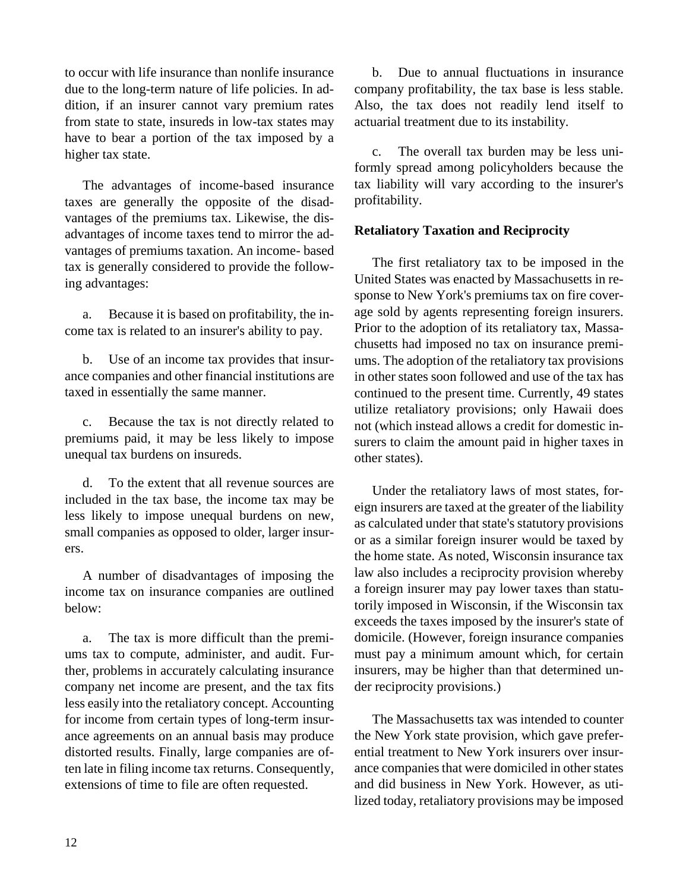to occur with life insurance than nonlife insurance due to the long-term nature of life policies. In addition, if an insurer cannot vary premium rates from state to state, insureds in low-tax states may have to bear a portion of the tax imposed by a higher tax state.

The advantages of income-based insurance taxes are generally the opposite of the disadvantages of the premiums tax. Likewise, the disadvantages of income taxes tend to mirror the advantages of premiums taxation. An income- based tax is generally considered to provide the following advantages:

a. Because it is based on profitability, the income tax is related to an insurer's ability to pay.

b. Use of an income tax provides that insurance companies and other financial institutions are taxed in essentially the same manner.

c. Because the tax is not directly related to premiums paid, it may be less likely to impose unequal tax burdens on insureds.

d. To the extent that all revenue sources are included in the tax base, the income tax may be less likely to impose unequal burdens on new, small companies as opposed to older, larger insurers.

A number of disadvantages of imposing the income tax on insurance companies are outlined below:

a. The tax is more difficult than the premiums tax to compute, administer, and audit. Further, problems in accurately calculating insurance company net income are present, and the tax fits less easily into the retaliatory concept. Accounting for income from certain types of long-term insurance agreements on an annual basis may produce distorted results. Finally, large companies are often late in filing income tax returns. Consequently, extensions of time to file are often requested.

b. Due to annual fluctuations in insurance company profitability, the tax base is less stable. Also, the tax does not readily lend itself to actuarial treatment due to its instability.

c. The overall tax burden may be less uniformly spread among policyholders because the tax liability will vary according to the insurer's profitability.

**Retaliatory Taxation and Reciprocity**

The first retaliatory tax to be imposed in the United States was enacted by Massachusetts in response to New York's premiums tax on fire coverage sold by agents representing foreign insurers. Prior to the adoption of its retaliatory tax, Massachusetts had imposed no tax on insurance premiums. The adoption of the retaliatory tax provisions in other states soon followed and use of the tax has continued to the present time. Currently, 49 states utilize retaliatory provisions; only Hawaii does not (which instead allows a credit for domestic insurers to claim the amount paid in higher taxes in other states).

Under the retaliatory laws of most states, foreign insurers are taxed at the greater of the liability as calculated under that state's statutory provisions or as a similar foreign insurer would be taxed by the home state. As noted, Wisconsin insurance tax law also includes a reciprocity provision whereby a foreign insurer may pay lower taxes than statutorily imposed in Wisconsin, if the Wisconsin tax exceeds the taxes imposed by the insurer's state of domicile. (However, foreign insurance companies must pay a minimum amount which, for certain insurers, may be higher than that determined under reciprocity provisions.)

The Massachusetts tax was intended to counter the New York state provision, which gave preferential treatment to New York insurers over insurance companies that were domiciled in other states and did business in New York. However, as utilized today, retaliatory provisions may be imposed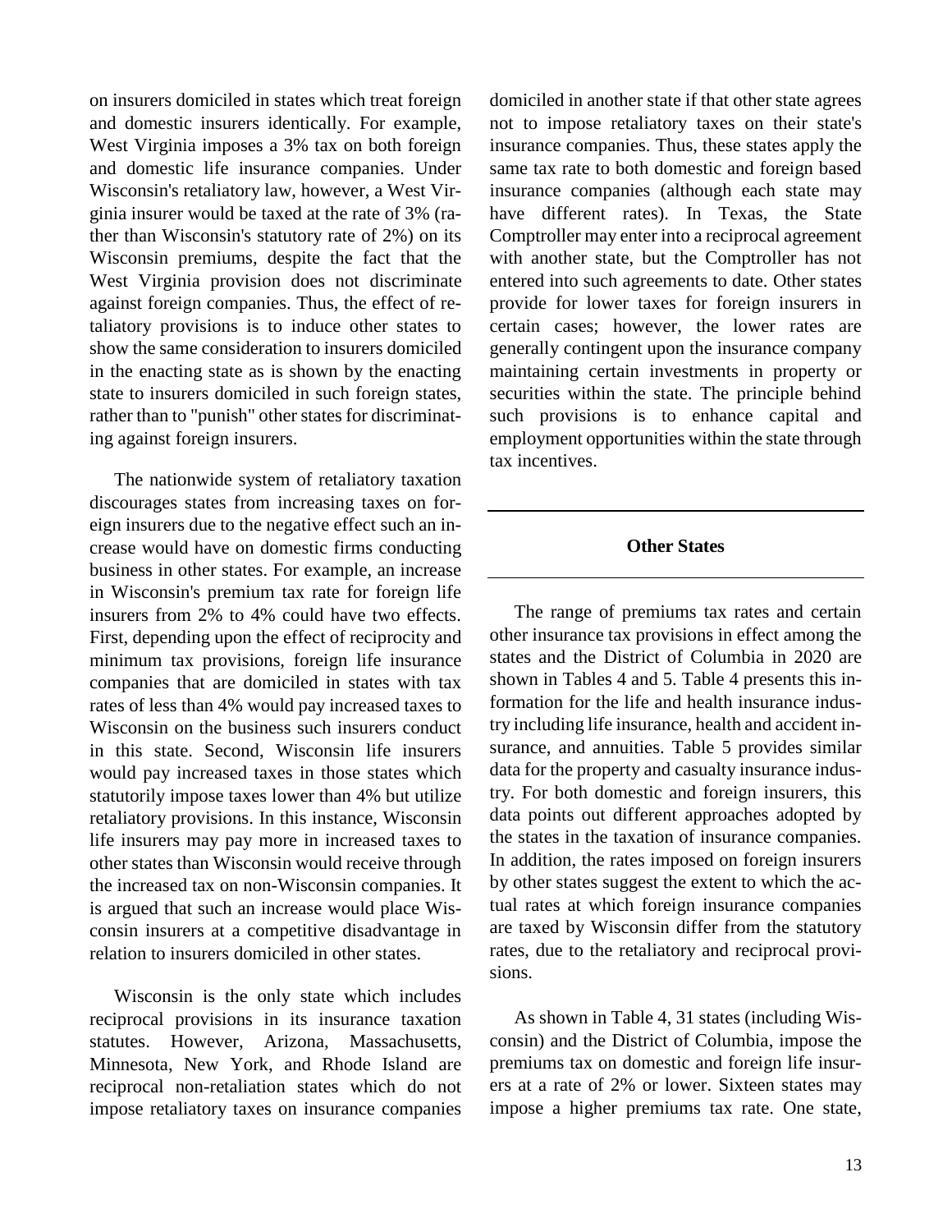on insurers domiciled in states which treat foreign and domestic insurers identically. For example, West Virginia imposes a 3% tax on both foreign and domestic life insurance companies. Under Wisconsin's retaliatory law, however, a West Virginia insurer would be taxed at the rate of 3% (rather than Wisconsin's statutory rate of 2%) on its Wisconsin premiums, despite the fact that the West Virginia provision does not discriminate against foreign companies. Thus, the effect of retaliatory provisions is to induce other states to show the same consideration to insurers domiciled in the enacting state as is shown by the enacting state to insurers domiciled in such foreign states, rather than to "punish" other states for discriminating against foreign insurers.

The nationwide system of retaliatory taxation discourages states from increasing taxes on foreign insurers due to the negative effect such an increase would have on domestic firms conducting business in other states. For example, an increase in Wisconsin's premium tax rate for foreign life insurers from 2% to 4% could have two effects. First, depending upon the effect of reciprocity and minimum tax provisions, foreign life insurance companies that are domiciled in states with tax rates of less than 4% would pay increased taxes to Wisconsin on the business such insurers conduct in this state. Second, Wisconsin life insurers would pay increased taxes in those states which statutorily impose taxes lower than 4% but utilize retaliatory provisions. In this instance, Wisconsin life insurers may pay more in increased taxes to other states than Wisconsin would receive through the increased tax on non-Wisconsin companies. It is argued that such an increase would place Wisconsin insurers at a competitive disadvantage in relation to insurers domiciled in other states.

Wisconsin is the only state which includes reciprocal provisions in its insurance taxation statutes. However, Arizona, Massachusetts, Minnesota, New York, and Rhode Island are reciprocal non-retaliation states which do not impose retaliatory taxes on insurance companies domiciled in another state if that other state agrees not to impose retaliatory taxes on their state's insurance companies. Thus, these states apply the same tax rate to both domestic and foreign based insurance companies (although each state may have different rates). In Texas, the State Comptroller may enter into a reciprocal agreement with another state, but the Comptroller has not entered into such agreements to date. Other states provide for lower taxes for foreign insurers in certain cases; however, the lower rates are generally contingent upon the insurance company maintaining certain investments in property or securities within the state. The principle behind such provisions is to enhance capital and employment opportunities within the state through tax incentives.

## Other States

The range of premiums tax rates and certain other insurance tax provisions in effect among the states and the District of Columbia in 2020 are shown in Tables 4 and 5. Table 4 presents this information for the life and health insurance industry including life insurance, health and accident insurance, and annuities. Table 5 provides similar data for the property and casualty insurance industry. For both domestic and foreign insurers, this data points out different approaches adopted by the states in the taxation of insurance companies. In addition, the rates imposed on foreign insurers by other states suggest the extent to which the actual rates at which foreign insurance companies are taxed by Wisconsin differ from the statutory rates, due to the retaliatory and reciprocal provisions.

As shown in Table 4, 31 states (including Wisconsin) and the District of Columbia, impose the premiums tax on domestic and foreign life insurers at a rate of 2% or lower. Sixteen states may impose a higher premiums tax rate. One state,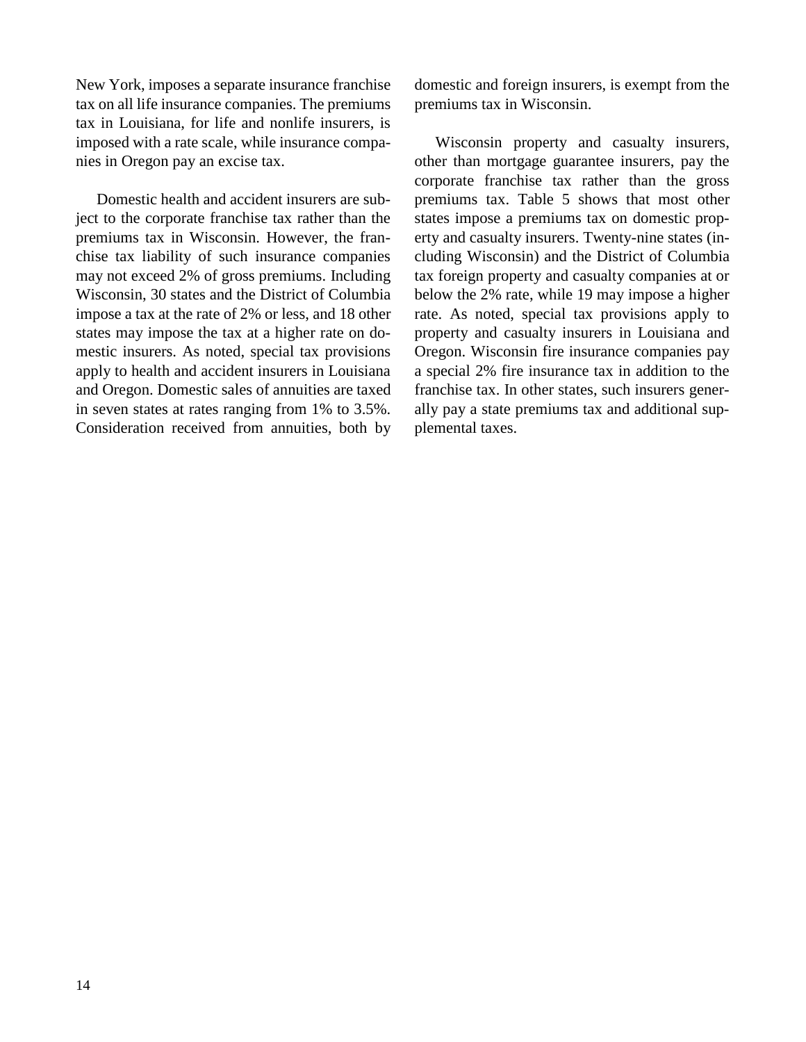New York, imposes a separate insurance franchise tax on all life insurance companies. The premiums tax in Louisiana, for life and nonlife insurers, is imposed with a rate scale, while insurance companies in Oregon pay an excise tax.

Domestic health and accident insurers are subject to the corporate franchise tax rather than the premiums tax in Wisconsin. However, the franchise tax liability of such insurance companies may not exceed 2% of gross premiums. Including Wisconsin, 30 states and the District of Columbia impose a tax at the rate of 2% or less, and 18 other states may impose the tax at a higher rate on domestic insurers. As noted, special tax provisions apply to health and accident insurers in Louisiana and Oregon. Domestic sales of annuities are taxed in seven states at rates ranging from 1% to 3.5%. Consideration received from annuities, both by domestic and foreign insurers, is exempt from the premiums tax in Wisconsin.

Wisconsin property and casualty insurers, other than mortgage guarantee insurers, pay the corporate franchise tax rather than the gross premiums tax. Table 5 shows that most other states impose a premiums tax on domestic property and casualty insurers. Twenty-nine states (including Wisconsin) and the District of Columbia tax foreign property and casualty companies at or below the 2% rate, while 19 may impose a higher rate. As noted, special tax provisions apply to property and casualty insurers in Louisiana and Oregon. Wisconsin fire insurance companies pay a special 2% fire insurance tax in addition to the franchise tax. In other states, such insurers generally pay a state premiums tax and additional supplemental taxes.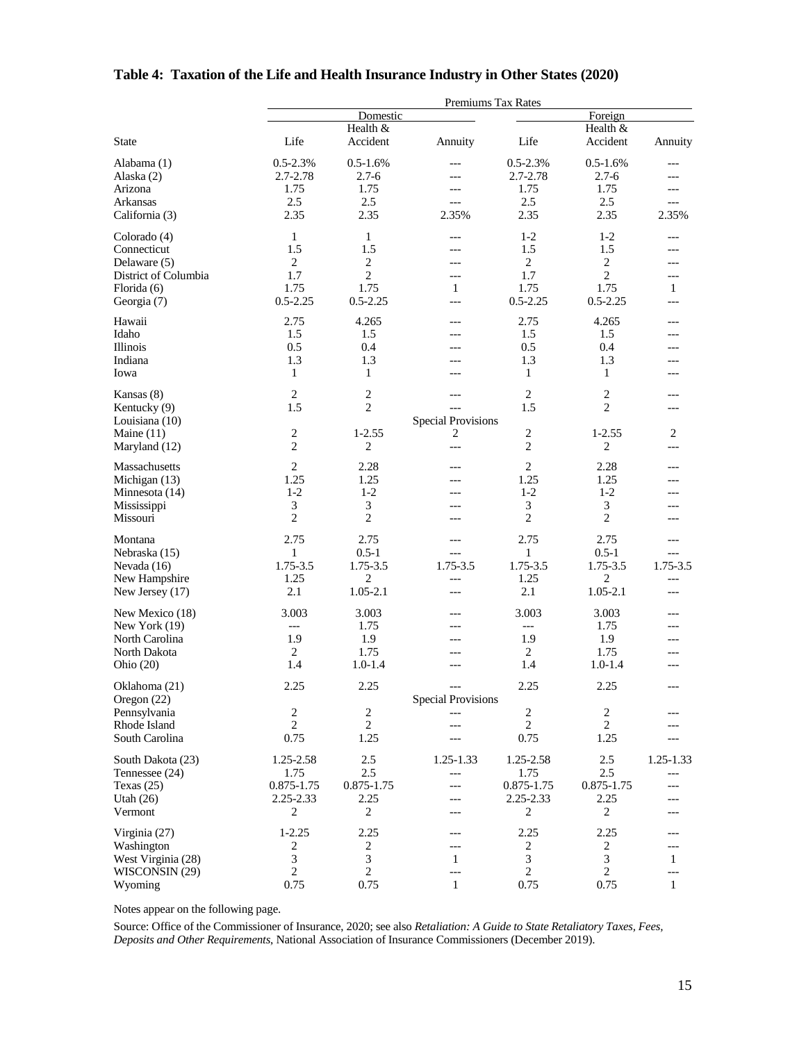## Table 4: Taxation of the Life and Health Insurance Industry in Other States (2020)

| | Premiums Tax Rates | | | | | |
|---|---|---|---|---|---|---|
| | Domestic | | | Foreign | | |
| State | Life | Health & Accident | Annuity | Life | Health & Accident | Annuity |
| Alabama (1) | 0.5-2.3% | 0.5-1.6% | --- | 0.5-2.3% | 0.5-1.6% | --- |
| Alaska (2) | 2.7-2.78 | 2.7-6 | --- | 2.7-2.78 | 2.7-6 | --- |
| Arizona | 1.75 | 1.75 | --- | 1.75 | 1.75 | --- |
| Arkansas | 2.5 | 2.5 | --- | 2.5 | 2.5 | --- |
| California (3) | 2.35 | 2.35 | 2.35% | 2.35 | 2.35 | 2.35% |
| Colorado (4) | 1 | 1 | --- | 1-2 | 1-2 | --- |
| Connecticut | 1.5 | 1.5 | --- | 1.5 | 1.5 | --- |
| Delaware (5) | 2 | 2 | --- | 2 | 2 | --- |
| District of Columbia | 1.7 | 2 | --- | 1.7 | 2 | --- |
| Florida (6) | 1.75 | 1.75 | 1 | 1.75 | 1.75 | 1 |
| Georgia (7) | 0.5-2.25 | 0.5-2.25 | --- | 0.5-2.25 | 0.5-2.25 | --- |
| Hawaii | 2.75 | 4.265 | --- | 2.75 | 4.265 | --- |
| Idaho | 1.5 | 1.5 | --- | 1.5 | 1.5 | --- |
| Illinois | 0.5 | 0.4 | --- | 0.5 | 0.4 | --- |
| Indiana | 1.3 | 1.3 | --- | 1.3 | 1.3 | --- |
| Iowa | 1 | 1 | --- | 1 | 1 | --- |
| Kansas (8) | 2 | 2 | --- | 2 | 2 | --- |
| Kentucky (9) | 1.5 | 2 | --- | 1.5 | 2 | --- |
| Louisiana (10) | | | Special Provisions | | | |
| Maine (11) | 2 | 1-2.55 | 2 | 2 | 1-2.55 | 2 |
| Maryland (12) | 2 | 2 | --- | 2 | 2 | --- |
| Massachusetts | 2 | 2.28 | --- | 2 | 2.28 | --- |
| Michigan (13) | 1.25 | 1.25 | --- | 1.25 | 1.25 | --- |
| Minnesota (14) | 1-2 | 1-2 | --- | 1-2 | 1-2 | --- |
| Mississippi | 3 | 3 | --- | 3 | 3 | --- |
| Missouri | 2 | 2 | --- | 2 | 2 | --- |
| Montana | 2.75 | 2.75 | --- | 2.75 | 2.75 | --- |
| Nebraska (15) | 1 | 0.5-1 | --- | 1 | 0.5-1 | --- |
| Nevada (16) | 1.75-3.5 | 1.75-3.5 | 1.75-3.5 | 1.75-3.5 | 1.75-3.5 | 1.75-3.5 |
| New Hampshire | 1.25 | 2 | --- | 1.25 | 2 | --- |
| New Jersey (17) | 2.1 | 1.05-2.1 | --- | 2.1 | 1.05-2.1 | --- |
| New Mexico (18) | 3.003 | 3.003 | --- | 3.003 | 3.003 | --- |
| New York (19) | --- | 1.75 | --- | --- | 1.75 | --- |
| North Carolina | 1.9 | 1.9 | --- | 1.9 | 1.9 | --- |
| North Dakota | 2 | 1.75 | --- | 2 | 1.75 | --- |
| Ohio (20) | 1.4 | 1.0-1.4 | --- | 1.4 | 1.0-1.4 | --- |
| Oklahoma (21) | 2.25 | 2.25 | --- | 2.25 | 2.25 | --- |
| Oregon (22) | | | Special Provisions | | | |
| Pennsylvania | 2 | 2 | --- | 2 | 2 | --- |
| Rhode Island | 2 | 2 | --- | 2 | 2 | --- |
| South Carolina | 0.75 | 1.25 | --- | 0.75 | 1.25 | --- |
| South Dakota (23) | 1.25-2.58 | 2.5 | 1.25-1.33 | 1.25-2.58 | 2.5 | 1.25-1.33 |
| Tennessee (24) | 1.75 | 2.5 | --- | 1.75 | 2.5 | --- |
| Texas (25) | 0.875-1.75 | 0.875-1.75 | --- | 0.875-1.75 | 0.875-1.75 | --- |
| Utah (26) | 2.25-2.33 | 2.25 | --- | 2.25-2.33 | 2.25 | --- |
| Vermont | 2 | 2 | --- | 2 | 2 | --- |
| Virginia (27) | 1-2.25 | 2.25 | --- | 2.25 | 2.25 | --- |
| Washington | 2 | 2 | --- | 2 | 2 | --- |
| West Virginia (28) | 3 | 3 | 1 | 3 | 3 | 1 |
| WISCONSIN (29) | 2 | 2 | --- | 2 | 2 | --- |
| Wyoming | 0.75 | 0.75 | 1 | 0.75 | 0.75 | 1 |

Notes appear on the following page.

Source: Office of the Commissioner of Insurance, 2020; see also *Retaliation: A Guide to State Retaliatory Taxes, Fees, Deposits and Other Requirements*, National Association of Insurance Commissioners (December 2019).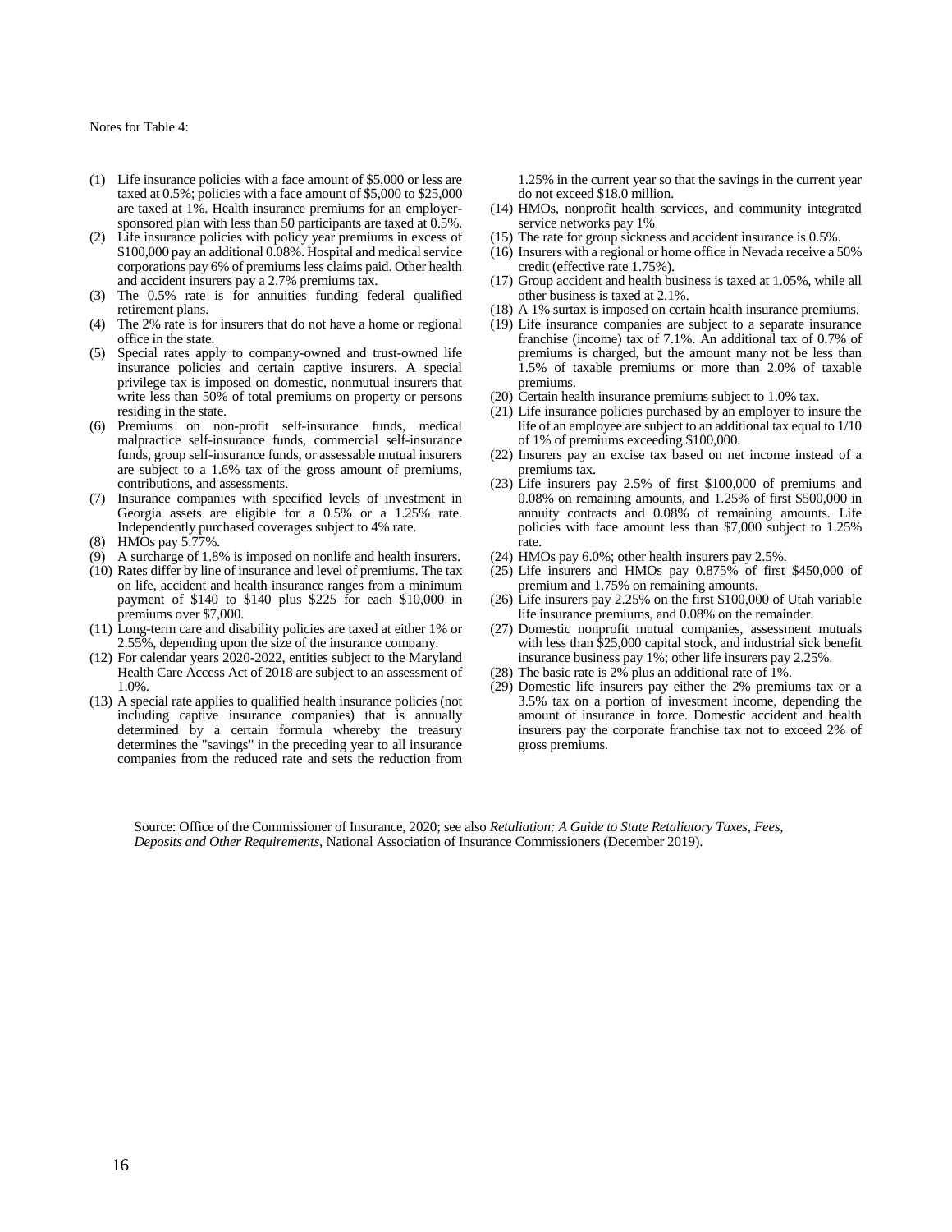Notes for Table 4:

(1) Life insurance policies with a face amount of $5,000 or less are taxed at 0.5%; policies with a face amount of $5,000 to $25,000 are taxed at 1%. Health insurance premiums for an employer-sponsored plan with less than 50 participants are taxed at 0.5%.

(2) Life insurance policies with policy year premiums in excess of $100,000 pay an additional 0.08%. Hospital and medical service corporations pay 6% of premiums less claims paid. Other health and accident insurers pay a 2.7% premiums tax.

(3) The 0.5% rate is for annuities funding federal qualified retirement plans.

(4) The 2% rate is for insurers that do not have a home or regional office in the state.

(5) Special rates apply to company-owned and trust-owned life insurance policies and certain captive insurers. A special privilege tax is imposed on domestic, nonmutual insurers that write less than 50% of total premiums on property or persons residing in the state.

(6) Premiums on non-profit self-insurance funds, medical malpractice self-insurance funds, commercial self-insurance funds, group self-insurance funds, or assessable mutual insurers are subject to a 1.6% tax of the gross amount of premiums, contributions, and assessments.

(7) Insurance companies with specified levels of investment in Georgia assets are eligible for a 0.5% or a 1.25% rate. Independently purchased coverages subject to 4% rate.

(8) HMOs pay 5.77%.

(9) A surcharge of 1.8% is imposed on nonlife and health insurers.

(10) Rates differ by line of insurance and level of premiums. The tax on life, accident and health insurance ranges from a minimum payment of $140 to $140 plus $225 for each $10,000 in premiums over $7,000.

(11) Long-term care and disability policies are taxed at either 1% or 2.55%, depending upon the size of the insurance company.

(12) For calendar years 2020-2022, entities subject to the Maryland Health Care Access Act of 2018 are subject to an assessment of 1.0%.

(13) A special rate applies to qualified health insurance policies (not including captive insurance companies) that is annually determined by a certain formula whereby the treasury determines the "savings" in the preceding year to all insurance companies from the reduced rate and sets the reduction from 1.25% in the current year so that the savings in the current year do not exceed $18.0 million.

(14) HMOs, nonprofit health services, and community integrated service networks pay 1%

(15) The rate for group sickness and accident insurance is 0.5%.

(16) Insurers with a regional or home office in Nevada receive a 50% credit (effective rate 1.75%).

(17) Group accident and health business is taxed at 1.05%, while all other business is taxed at 2.1%.

(18) A 1% surtax is imposed on certain health insurance premiums.

(19) Life insurance companies are subject to a separate insurance franchise (income) tax of 7.1%. An additional tax of 0.7% of premiums is charged, but the amount many not be less than 1.5% of taxable premiums or more than 2.0% of taxable premiums.

(20) Certain health insurance premiums subject to 1.0% tax.

(21) Life insurance policies purchased by an employer to insure the life of an employee are subject to an additional tax equal to 1/10 of 1% of premiums exceeding $100,000.

(22) Insurers pay an excise tax based on net income instead of a premiums tax.

(23) Life insurers pay 2.5% of first $100,000 of premiums and 0.08% on remaining amounts, and 1.25% of first $500,000 in annuity contracts and 0.08% of remaining amounts. Life policies with face amount less than $7,000 subject to 1.25% rate.

(24) HMOs pay 6.0%; other health insurers pay 2.5%.

(25) Life insurers and HMOs pay 0.875% of first $450,000 of premium and 1.75% on remaining amounts.

(26) Life insurers pay 2.25% on the first $100,000 of Utah variable life insurance premiums, and 0.08% on the remainder.

(27) Domestic nonprofit mutual companies, assessment mutuals with less than $25,000 capital stock, and industrial sick benefit insurance business pay 1%; other life insurers pay 2.25%.

(28) The basic rate is 2% plus an additional rate of 1%.

(29) Domestic life insurers pay either the 2% premiums tax or a 3.5% tax on a portion of investment income, depending the amount of insurance in force. Domestic accident and health insurers pay the corporate franchise tax not to exceed 2% of gross premiums.

Source: Office of the Commissioner of Insurance, 2020; see also *Retaliation: A Guide to State Retaliatory Taxes, Fees, Deposits and Other Requirements*, National Association of Insurance Commissioners (December 2019).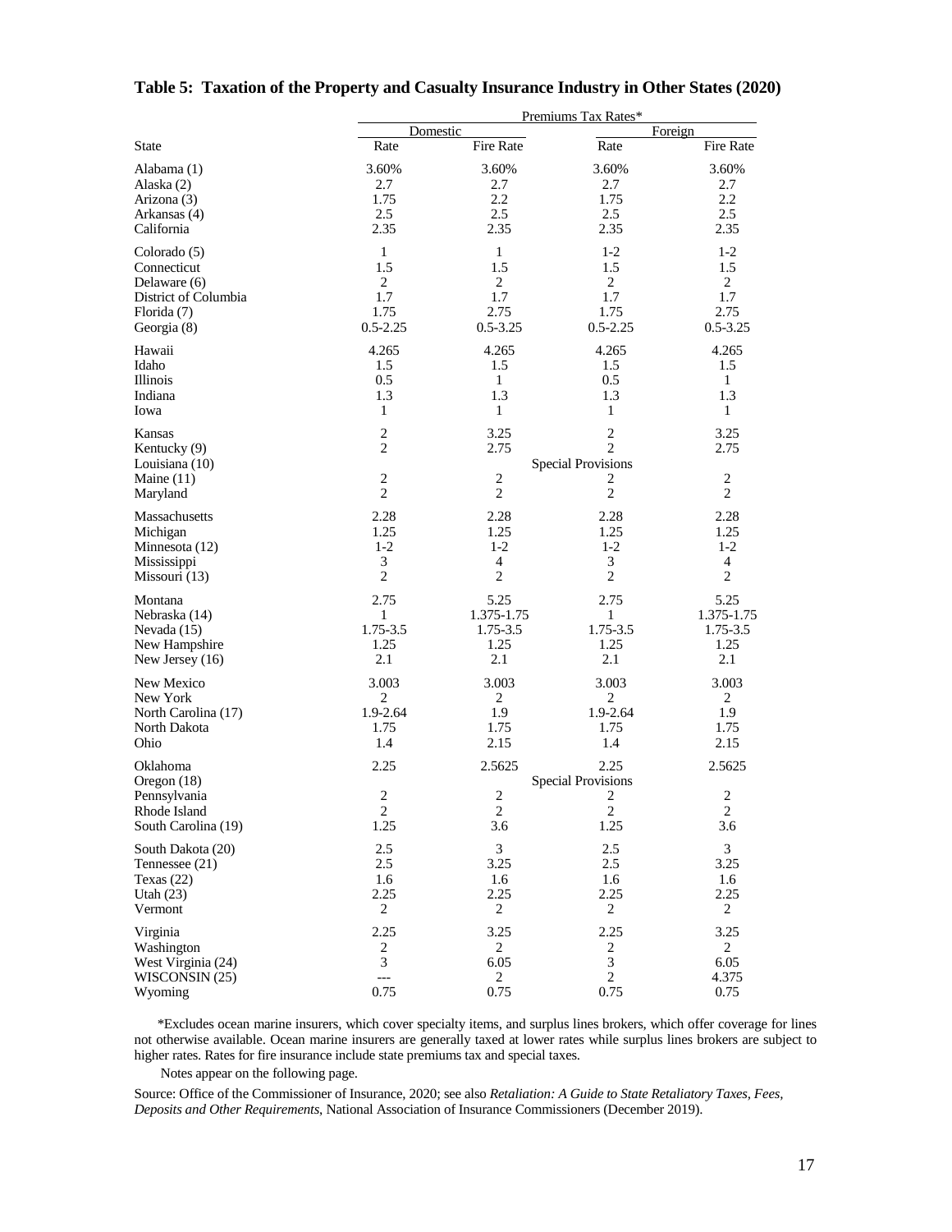## Table 5: Taxation of the Property and Casualty Insurance Industry in Other States (2020)

| | Premiums Tax Rates* | | | |
|---|---|---|---|---|
| | Domestic | | Foreign | |
| State | Rate | Fire Rate | Rate | Fire Rate |
| Alabama (1) | 3.60% | 3.60% | 3.60% | 3.60% |
| Alaska (2) | 2.7 | 2.7 | 2.7 | 2.7 |
| Arizona (3) | 1.75 | 2.2 | 1.75 | 2.2 |
| Arkansas (4) | 2.5 | 2.5 | 2.5 | 2.5 |
| California | 2.35 | 2.35 | 2.35 | 2.35 |
| Colorado (5) | 1 | 1 | 1-2 | 1-2 |
| Connecticut | 1.5 | 1.5 | 1.5 | 1.5 |
| Delaware (6) | 2 | 2 | 2 | 2 |
| District of Columbia | 1.7 | 1.7 | 1.7 | 1.7 |
| Florida (7) | 1.75 | 2.75 | 1.75 | 2.75 |
| Georgia (8) | 0.5-2.25 | 0.5-3.25 | 0.5-2.25 | 0.5-3.25 |
| Hawaii | 4.265 | 4.265 | 4.265 | 4.265 |
| Idaho | 1.5 | 1.5 | 1.5 | 1.5 |
| Illinois | 0.5 | 1 | 0.5 | 1 |
| Indiana | 1.3 | 1.3 | 1.3 | 1.3 |
| Iowa | 1 | 1 | 1 | 1 |
| Kansas | 2 | 3.25 | 2 | 3.25 |
| Kentucky (9) | 2 | 2.75 | 2 | 2.75 |
| Louisiana (10) | Special Provisions | | | |
| Maine (11) | 2 | 2 | 2 | 2 |
| Maryland | 2 | 2 | 2 | 2 |
| Massachusetts | 2.28 | 2.28 | 2.28 | 2.28 |
| Michigan | 1.25 | 1.25 | 1.25 | 1.25 |
| Minnesota (12) | 1-2 | 1-2 | 1-2 | 1-2 |
| Mississippi | 3 | 4 | 3 | 4 |
| Missouri (13) | 2 | 2 | 2 | 2 |
| Montana | 2.75 | 5.25 | 2.75 | 5.25 |
| Nebraska (14) | 1 | 1.375-1.75 | 1 | 1.375-1.75 |
| Nevada (15) | 1.75-3.5 | 1.75-3.5 | 1.75-3.5 | 1.75-3.5 |
| New Hampshire | 1.25 | 1.25 | 1.25 | 1.25 |
| New Jersey (16) | 2.1 | 2.1 | 2.1 | 2.1 |
| New Mexico | 3.003 | 3.003 | 3.003 | 3.003 |
| New York | 2 | 2 | 2 | 2 |
| North Carolina (17) | 1.9-2.64 | 1.9 | 1.9-2.64 | 1.9 |
| North Dakota | 1.75 | 1.75 | 1.75 | 1.75 |
| Ohio | 1.4 | 2.15 | 1.4 | 2.15 |
| Oklahoma | 2.25 | 2.5625 | 2.25 | 2.5625 |
| Oregon (18) | Special Provisions | | | |
| Pennsylvania | 2 | 2 | 2 | 2 |
| Rhode Island | 2 | 2 | 2 | 2 |
| South Carolina (19) | 1.25 | 3.6 | 1.25 | 3.6 |
| South Dakota (20) | 2.5 | 3 | 2.5 | 3 |
| Tennessee (21) | 2.5 | 3.25 | 2.5 | 3.25 |
| Texas (22) | 1.6 | 1.6 | 1.6 | 1.6 |
| Utah (23) | 2.25 | 2.25 | 2.25 | 2.25 |
| Vermont | 2 | 2 | 2 | 2 |
| Virginia | 2.25 | 3.25 | 2.25 | 3.25 |
| Washington | 2 | 2 | 2 | 2 |
| West Virginia (24) | 3 | 6.05 | 3 | 6.05 |
| WISCONSIN (25) | --- | 2 | 2 | 4.375 |
| Wyoming | 0.75 | 0.75 | 0.75 | 0.75 |

*Excludes ocean marine insurers, which cover specialty items, and surplus lines brokers, which offer coverage for lines not otherwise available. Ocean marine insurers are generally taxed at lower rates while surplus lines brokers are subject to higher rates. Rates for fire insurance include state premiums tax and special taxes.

Notes appear on the following page.

Source: Office of the Commissioner of Insurance, 2020; see also *Retaliation: A Guide to State Retaliatory Taxes, Fees, Deposits and Other Requirements*, National Association of Insurance Commissioners (December 2019).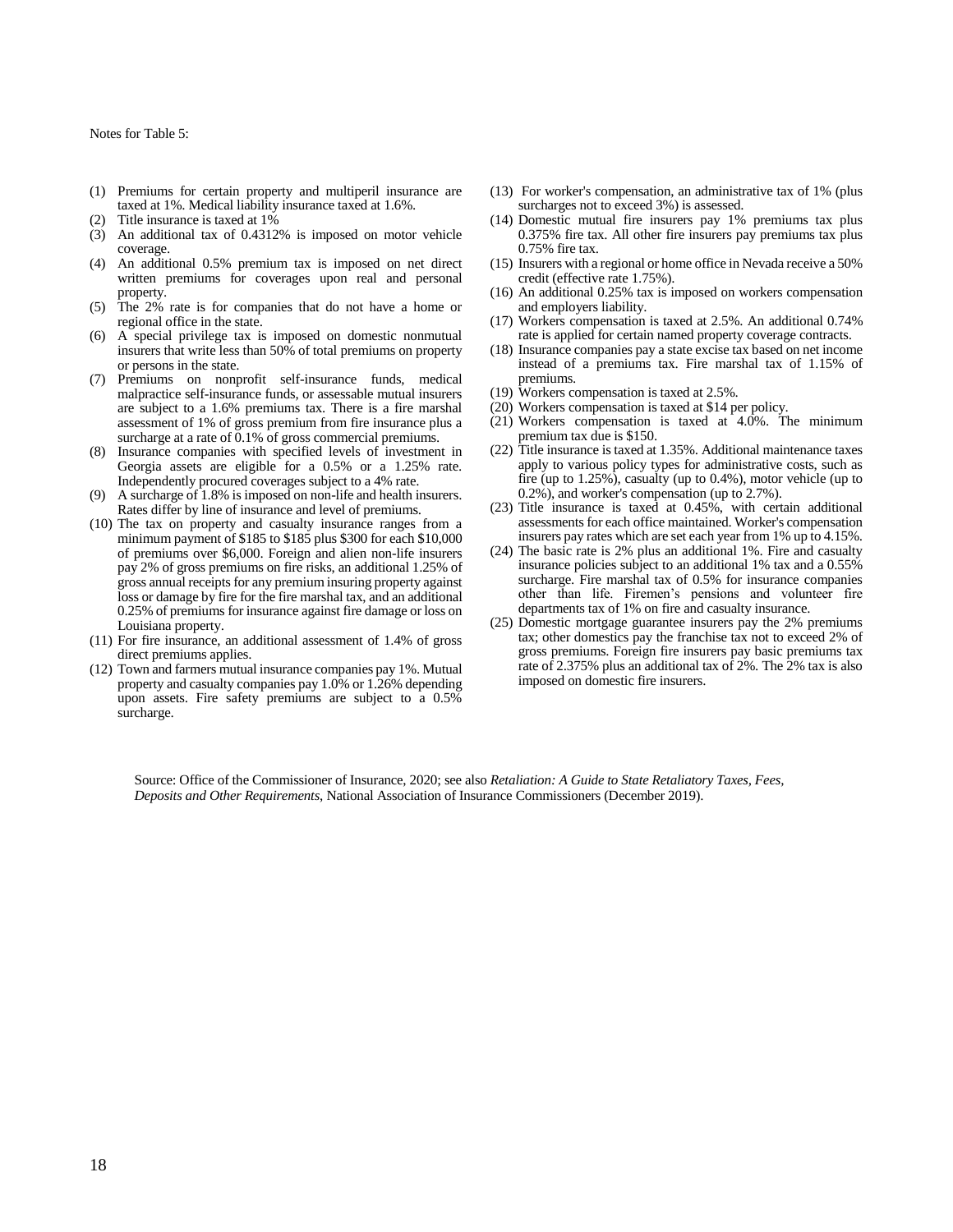Notes for Table 5:

(1) Premiums for certain property and multiperil insurance are taxed at 1%. Medical liability insurance taxed at 1.6%.

(2) Title insurance is taxed at 1%

(3) An additional tax of 0.4312% is imposed on motor vehicle coverage.

(4) An additional 0.5% premium tax is imposed on net direct written premiums for coverages upon real and personal property.

(5) The 2% rate is for companies that do not have a home or regional office in the state.

(6) A special privilege tax is imposed on domestic nonmutual insurers that write less than 50% of total premiums on property or persons in the state.

(7) Premiums on nonprofit self-insurance funds, medical malpractice self-insurance funds, or assessable mutual insurers are subject to a 1.6% premiums tax. There is a fire marshal assessment of 1% of gross premium from fire insurance plus a surcharge at a rate of 0.1% of gross commercial premiums.

(8) Insurance companies with specified levels of investment in Georgia assets are eligible for a 0.5% or a 1.25% rate. Independently procured coverages subject to a 4% rate.

(9) A surcharge of 1.8% is imposed on non-life and health insurers. Rates differ by line of insurance and level of premiums.

(10) The tax on property and casualty insurance ranges from a minimum payment of \$185 to \$185 plus \$300 for each \$10,000 of premiums over \$6,000. Foreign and alien non-life insurers pay 2% of gross premiums on fire risks, an additional 1.25% of gross annual receipts for any premium insuring property against loss or damage by fire for the fire marshal tax, and an additional 0.25% of premiums for insurance against fire damage or loss on Louisiana property.

(11) For fire insurance, an additional assessment of 1.4% of gross direct premiums applies.

(12) Town and farmers mutual insurance companies pay 1%. Mutual property and casualty companies pay 1.0% or 1.26% depending upon assets. Fire safety premiums are subject to a 0.5% surcharge.

(13) For worker's compensation, an administrative tax of 1% (plus surcharges not to exceed 3%) is assessed.

(14) Domestic mutual fire insurers pay 1% premiums tax plus 0.375% fire tax. All other fire insurers pay premiums tax plus 0.75% fire tax.

(15) Insurers with a regional or home office in Nevada receive a 50% credit (effective rate 1.75%).

(16) An additional 0.25% tax is imposed on workers compensation and employers liability.

(17) Workers compensation is taxed at 2.5%. An additional 0.74% rate is applied for certain named property coverage contracts.

(18) Insurance companies pay a state excise tax based on net income instead of a premiums tax. Fire marshal tax of 1.15% of premiums.

(19) Workers compensation is taxed at 2.5%.

(20) Workers compensation is taxed at \$14 per policy.

(21) Workers compensation is taxed at 4.0%. The minimum premium tax due is \$150.

(22) Title insurance is taxed at 1.35%. Additional maintenance taxes apply to various policy types for administrative costs, such as fire (up to 1.25%), casualty (up to 0.4%), motor vehicle (up to 0.2%), and worker's compensation (up to 2.7%).

(23) Title insurance is taxed at 0.45%, with certain additional assessments for each office maintained. Worker's compensation insurers pay rates which are set each year from 1% up to 4.15%.

(24) The basic rate is 2% plus an additional 1%. Fire and casualty insurance policies subject to an additional 1% tax and a 0.55% surcharge. Fire marshal tax of 0.5% for insurance companies other than life. Firemen's pensions and volunteer fire departments tax of 1% on fire and casualty insurance.

(25) Domestic mortgage guarantee insurers pay the 2% premiums tax; other domestics pay the franchise tax not to exceed 2% of gross premiums. Foreign fire insurers pay basic premiums tax rate of 2.375% plus an additional tax of 2%. The 2% tax is also imposed on domestic fire insurers.

Source: Office of the Commissioner of Insurance, 2020; see also *Retaliation: A Guide to State Retaliatory Taxes, Fees, Deposits and Other Requirements*, National Association of Insurance Commissioners (December 2019).